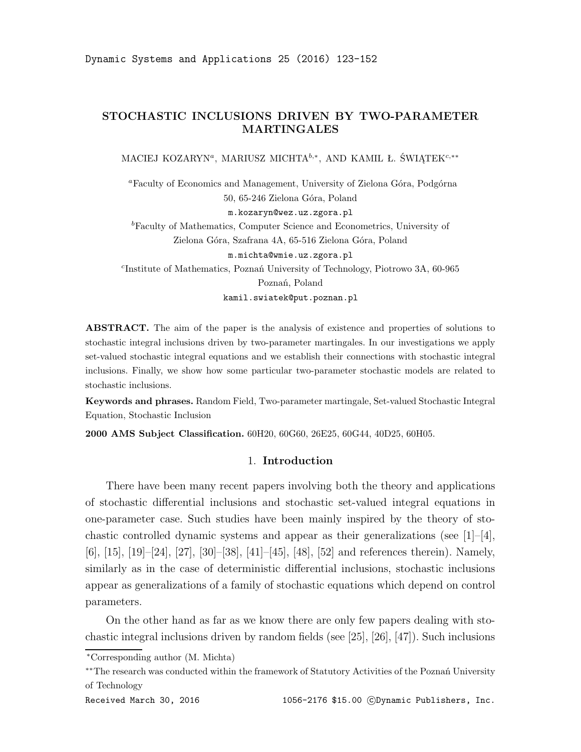# STOCHASTIC INCLUSIONS DRIVEN BY TWO-PARAMETER MARTINGALES

MACIEJ KOZARYN[a], MARIUSZ MICHTA[b,*], AND KAMIL Ł. ŚWIĄTEK[c,**]

[a]Faculty of Economics and Management, University of Zielona Góra, Podgórna 50, 65-246 Zielona Góra, Poland
m.kozaryn@wez.uz.zgora.pl

[b]Faculty of Mathematics, Computer Science and Econometrics, University of Zielona Góra, Szafrana 4A, 65-516 Zielona Góra, Poland
m.michta@wmie.uz.zgora.pl

[c]Institute of Mathematics, Poznań University of Technology, Piotrowo 3A, 60-965 Poznań, Poland
kamil.swiatek@put.poznan.pl

**ABSTRACT.** The aim of the paper is the analysis of existence and properties of solutions to stochastic integral inclusions driven by two-parameter martingales. In our investigations we apply set-valued stochastic integral equations and we establish their connections with stochastic integral inclusions. Finally, we show how some particular two-parameter stochastic models are related to stochastic inclusions.

**Keywords and phrases.** Random Field, Two-parameter martingale, Set-valued Stochastic Integral Equation, Stochastic Inclusion

**2000 AMS Subject Classification.** 60H20, 60G60, 26E25, 60G44, 40D25, 60H05.

## 1. Introduction

There have been many recent papers involving both the theory and applications of stochastic differential inclusions and stochastic set-valued integral equations in one-parameter case. Such studies have been mainly inspired by the theory of stochastic controlled dynamic systems and appear as their generalizations (see [1]–[4], [6], [15], [19]–[24], [27], [30]–[38], [41]–[45], [48], [52] and references therein). Namely, similarly as in the case of deterministic differential inclusions, stochastic inclusions appear as generalizations of a family of stochastic equations which depend on control parameters.

On the other hand as far as we know there are only few papers dealing with stochastic integral inclusions driven by random fields (see [25], [26], [47]). Such inclusions

---

*Corresponding author (M. Michta)

**The research was conducted within the framework of Statutory Activities of the Poznań University of Technology

Received March 30, 2016 1056-2176 $15.00 ©Dynamic Publishers, Inc.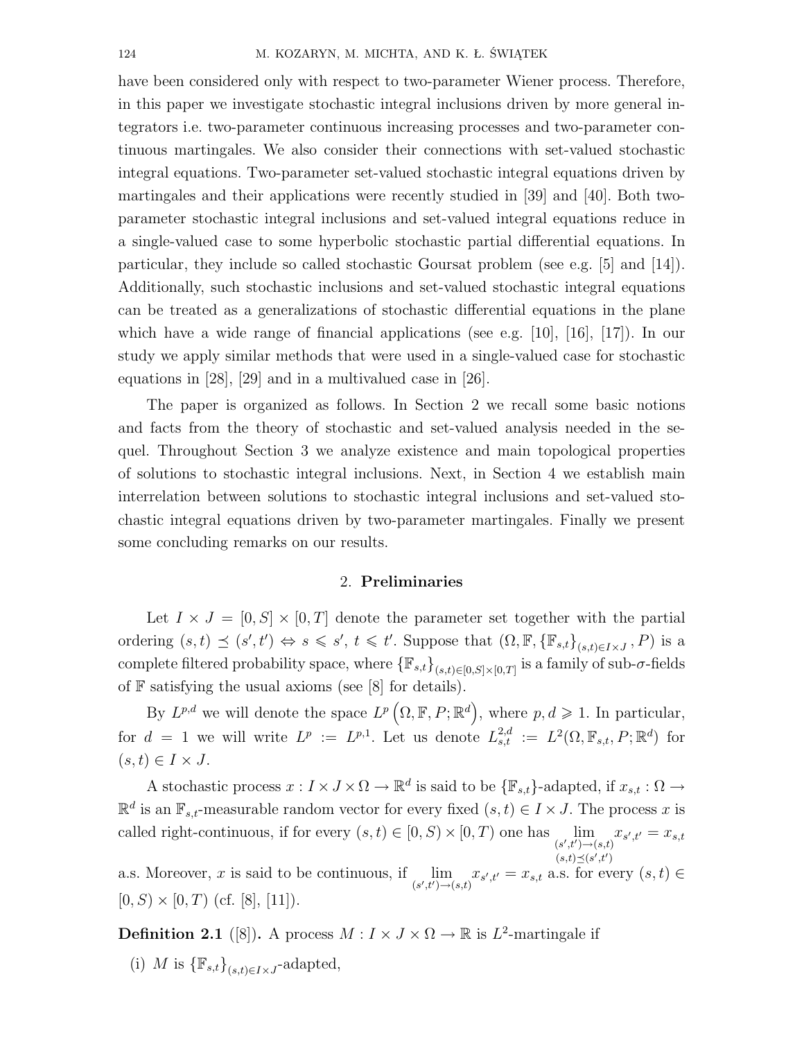have been considered only with respect to two-parameter Wiener process. Therefore, in this paper we investigate stochastic integral inclusions driven by more general integrators i.e. two-parameter continuous increasing processes and two-parameter continuous martingales. We also consider their connections with set-valued stochastic integral equations. Two-parameter set-valued stochastic integral equations driven by martingales and their applications were recently studied in [39] and [40]. Both two-parameter stochastic integral inclusions and set-valued integral equations reduce in a single-valued case to some hyperbolic stochastic partial differential equations. In particular, they include so called stochastic Goursat problem (see e.g. [5] and [14]). Additionally, such stochastic inclusions and set-valued stochastic integral equations can be treated as a generalizations of stochastic differential equations in the plane which have a wide range of financial applications (see e.g. [10], [16], [17]). In our study we apply similar methods that were used in a single-valued case for stochastic equations in [28], [29] and in a multivalued case in [26].

The paper is organized as follows. In Section 2 we recall some basic notions and facts from the theory of stochastic and set-valued analysis needed in the sequel. Throughout Section 3 we analyze existence and main topological properties of solutions to stochastic integral inclusions. Next, in Section 4 we establish main interrelation between solutions to stochastic integral inclusions and set-valued stochastic integral equations driven by two-parameter martingales. Finally we present some concluding remarks on our results.

## 2. **Preliminaries**

Let $I \times J = [0, S] \times [0, T]$ denote the parameter set together with the partial ordering $(s,t) \preceq (s',t') \Leftrightarrow s \leqslant s',\ t \leqslant t'$. Suppose that $(\Omega, \mathbb{F}, \{\mathbb{F}_{s,t}\}_{(s,t)\in I\times J}, P)$ is a complete filtered probability space, where $\{\mathbb{F}_{s,t}\}_{(s,t)\in[0,S]\times[0,T]}$ is a family of sub-$\sigma$-fields of $\mathbb{F}$ satisfying the usual axioms (see [8] for details).

By $L^{p,d}$ we will denote the space $L^p\left(\Omega, \mathbb{F}, P; \mathbb{R}^d\right)$, where $p, d \geqslant 1$. In particular, for $d = 1$ we will write $L^p := L^{p,1}$. Let us denote $L^{2,d}_{s,t} := L^2(\Omega, \mathbb{F}_{s,t}, P; \mathbb{R}^d)$ for $(s,t) \in I \times J$.

A stochastic process $x : I \times J \times \Omega \to \mathbb{R}^d$ is said to be $\{\mathbb{F}_{s,t}\}$-adapted, if $x_{s,t} : \Omega \to \mathbb{R}^d$ is an $\mathbb{F}_{s,t}$-measurable random vector for every fixed $(s,t) \in I \times J$. The process $x$ is called right-continuous, if for every $(s,t) \in [0,S) \times [0,T)$ one has $\lim\limits_{\substack{(s',t')\to(s,t)\\ (s,t)\preceq(s',t')}} x_{s',t'} = x_{s,t}$ a.s. Moreover, $x$ is said to be continuous, if $\lim\limits_{(s',t')\to(s,t)} x_{s',t'} = x_{s,t}$ a.s. for every $(s,t) \in [0,S) \times [0,T)$ (cf. [8], [11]).

**Definition 2.1** ([8])**.** A process $M : I \times J \times \Omega \to \mathbb{R}$ is $L^2$-martingale if

(i) $M$ is $\{\mathbb{F}_{s,t}\}_{(s,t)\in I\times J}$-adapted,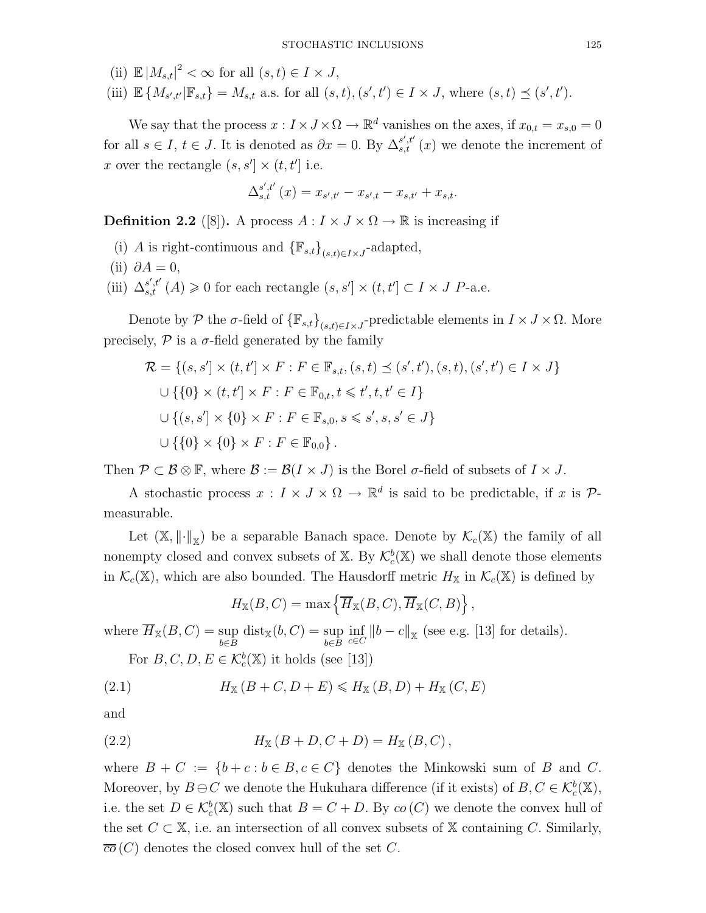(ii) $\mathbb{E}|M_{s,t}|^2 < \infty$ for all $(s,t) \in I \times J$,

(iii) $\mathbb{E}\{M_{s',t'}|\mathbb{F}_{s,t}\} = M_{s,t}$ a.s. for all $(s,t), (s',t') \in I \times J$, where $(s,t) \preceq (s',t')$.

We say that the process $x : I \times J \times \Omega \to \mathbb{R}^d$ vanishes on the axes, if $x_{0,t} = x_{s,0} = 0$ for all $s \in I$, $t \in J$. It is denoted as $\partial x = 0$. By $\Delta_{s,t}^{s',t'}(x)$ we denote the increment of $x$ over the rectangle $(s,s'] \times (t,t']$ i.e.

$$\Delta_{s,t}^{s',t'}(x) = x_{s',t'} - x_{s',t} - x_{s,t'} + x_{s,t}.$$

**Definition 2.2** ([8])**.** A process $A : I \times J \times \Omega \to \mathbb{R}$ is increasing if

(i) $A$ is right-continuous and $\{\mathbb{F}_{s,t}\}_{(s,t)\in I\times J}$-adapted,

(ii) $\partial A = 0$,

(iii) $\Delta_{s,t}^{s',t'}(A) \geqslant 0$ for each rectangle $(s,s'] \times (t,t'] \subset I \times J$ $P$-a.e.

Denote by $\mathcal{P}$ the $\sigma$-field of $\{\mathbb{F}_{s,t}\}_{(s,t)\in I\times J}$-predictable elements in $I \times J \times \Omega$. More precisely, $\mathcal{P}$ is a $\sigma$-field generated by the family

$$\begin{aligned}
\mathcal{R} = &\{(s,s'] \times (t,t'] \times F : F \in \mathbb{F}_{s,t}, (s,t) \preceq (s',t'), (s,t), (s',t') \in I \times J\} \\
&\cup \{\{0\} \times (t,t'] \times F : F \in \mathbb{F}_{0,t}, t \leqslant t', t, t' \in I\} \\
&\cup \{(s,s'] \times \{0\} \times F : F \in \mathbb{F}_{s,0}, s \leqslant s', s, s' \in J\} \\
&\cup \{\{0\} \times \{0\} \times F : F \in \mathbb{F}_{0,0}\}.
\end{aligned}$$

Then $\mathcal{P} \subset \mathcal{B} \otimes \mathbb{F}$, where $\mathcal{B} := \mathcal{B}(I \times J)$ is the Borel $\sigma$-field of subsets of $I \times J$.

A stochastic process $x : I \times J \times \Omega \to \mathbb{R}^d$ is said to be predictable, if $x$ is $\mathcal{P}$-measurable.

Let $(\mathbb{X}, \|\cdot\|_{\mathbb{X}})$ be a separable Banach space. Denote by $\mathcal{K}_c(\mathbb{X})$ the family of all nonempty closed and convex subsets of $\mathbb{X}$. By $\mathcal{K}_c^b(\mathbb{X})$ we shall denote those elements in $\mathcal{K}_c(\mathbb{X})$, which are also bounded. The Hausdorff metric $H_{\mathbb{X}}$ in $\mathcal{K}_c(\mathbb{X})$ is defined by

$$H_{\mathbb{X}}(B,C) = \max\left\{\overline{H}_{\mathbb{X}}(B,C), \overline{H}_{\mathbb{X}}(C,B)\right\},$$

where $\overline{H}_{\mathbb{X}}(B,C) = \sup_{b\in B} \operatorname{dist}_{\mathbb{X}}(b,C) = \sup_{b\in B} \inf_{c\in C} \|b-c\|_{\mathbb{X}}$ (see e.g. [13] for details).

For $B, C, D, E \in \mathcal{K}_c^b(\mathbb{X})$ it holds (see [13])

$$H_{\mathbb{X}}(B+C, D+E) \leqslant H_{\mathbb{X}}(B,D) + H_{\mathbb{X}}(C,E) \tag{2.1}$$

and

$$H_{\mathbb{X}}(B+D, C+D) = H_{\mathbb{X}}(B,C), \tag{2.2}$$

where $B + C := \{b + c : b \in B, c \in C\}$ denotes the Minkowski sum of $B$ and $C$. Moreover, by $B \ominus C$ we denote the Hukuhara difference (if it exists) of $B, C \in \mathcal{K}_c^b(\mathbb{X})$, i.e. the set $D \in \mathcal{K}_c^b(\mathbb{X})$ such that $B = C + D$. By $co(C)$ we denote the convex hull of the set $C \subset \mathbb{X}$, i.e. an intersection of all convex subsets of $\mathbb{X}$ containing $C$. Similarly, $\overline{co}(C)$ denotes the closed convex hull of the set $C$.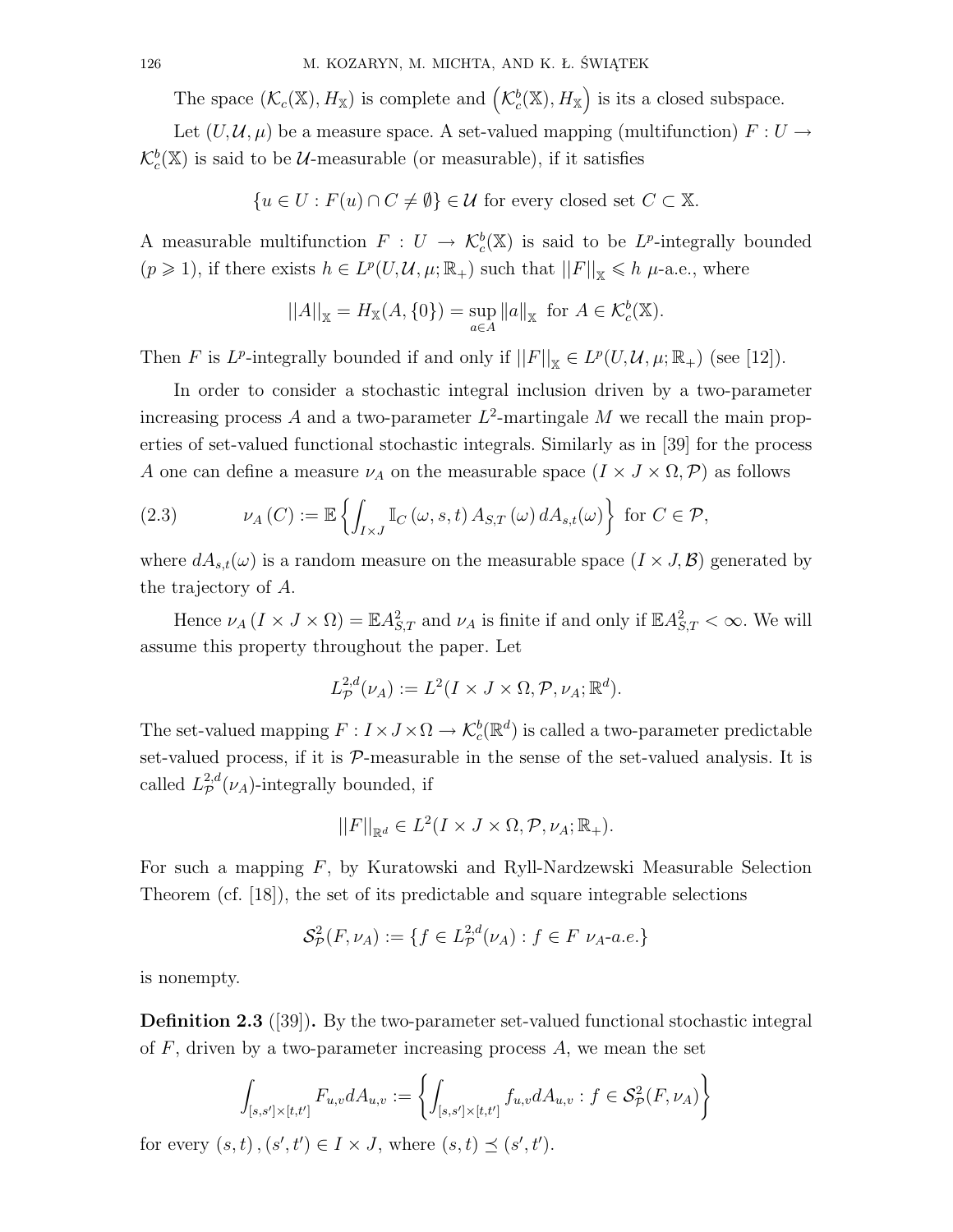The space $(\mathcal{K}_c(\mathbb{X}), H_{\mathbb{X}})$ is complete and $\left(\mathcal{K}_c^b(\mathbb{X}), H_{\mathbb{X}}\right)$ is its a closed subspace.

Let $(U, \mathcal{U}, \mu)$ be a measure space. A set-valued mapping (multifunction) $F : U \to \mathcal{K}_c^b(\mathbb{X})$ is said to be $\mathcal{U}$-measurable (or measurable), if it satisfies

$$\{u \in U : F(u) \cap C \neq \emptyset\} \in \mathcal{U} \text{ for every closed set } C \subset \mathbb{X}.$$

A measurable multifunction $F : U \to \mathcal{K}_c^b(\mathbb{X})$ is said to be $L^p$-integrally bounded $(p \geqslant 1)$, if there exists $h \in L^p(U, \mathcal{U}, \mu; \mathbb{R}_+)$ such that $||F||_{\mathbb{X}} \leqslant h$ $\mu$-a.e., where

$$||A||_{\mathbb{X}} = H_{\mathbb{X}}(A, \{0\}) = \sup_{a \in A} \|a\|_{\mathbb{X}} \text{ for } A \in \mathcal{K}_c^b(\mathbb{X}).$$

Then $F$ is $L^p$-integrally bounded if and only if $||F||_{\mathbb{X}} \in L^p(U, \mathcal{U}, \mu; \mathbb{R}_+)$ (see [12]).

In order to consider a stochastic integral inclusion driven by a two-parameter increasing process $A$ and a two-parameter $L^2$-martingale $M$ we recall the main properties of set-valued functional stochastic integrals. Similarly as in [39] for the process $A$ one can define a measure $\nu_A$ on the measurable space $(I \times J \times \Omega, \mathcal{P})$ as follows

$$\nu_A(C) := \mathbb{E}\left\{\int_{I \times J} \mathbb{I}_C(\omega, s, t)\, A_{S,T}(\omega)\, dA_{s,t}(\omega)\right\} \text{ for } C \in \mathcal{P}, \tag{2.3}$$

where $dA_{s,t}(\omega)$ is a random measure on the measurable space $(I \times J, \mathcal{B})$ generated by the trajectory of $A$.

Hence $\nu_A(I \times J \times \Omega) = \mathbb{E}A_{S,T}^2$ and $\nu_A$ is finite if and only if $\mathbb{E}A_{S,T}^2 < \infty$. We will assume this property throughout the paper. Let

$$L_{\mathcal{P}}^{2,d}(\nu_A) := L^2(I \times J \times \Omega, \mathcal{P}, \nu_A; \mathbb{R}^d).$$

The set-valued mapping $F : I \times J \times \Omega \to \mathcal{K}_c^b(\mathbb{R}^d)$ is called a two-parameter predictable set-valued process, if it is $\mathcal{P}$-measurable in the sense of the set-valued analysis. It is called $L_{\mathcal{P}}^{2,d}(\nu_A)$-integrally bounded, if

$$||F||_{\mathbb{R}^d} \in L^2(I \times J \times \Omega, \mathcal{P}, \nu_A; \mathbb{R}_+).$$

For such a mapping $F$, by Kuratowski and Ryll-Nardzewski Measurable Selection Theorem (cf. [18]), the set of its predictable and square integrable selections

$$\mathcal{S}_{\mathcal{P}}^2(F, \nu_A) := \{f \in L_{\mathcal{P}}^{2,d}(\nu_A) : f \in F \ \nu_A\text{-}a.e.\}$$

is nonempty.

**Definition 2.3** ([39])**.** By the two-parameter set-valued functional stochastic integral of $F$, driven by a two-parameter increasing process $A$, we mean the set

$$\int_{[s,s'] \times [t,t']} F_{u,v} dA_{u,v} := \left\{\int_{[s,s'] \times [t,t']} f_{u,v} dA_{u,v} : f \in \mathcal{S}_{\mathcal{P}}^2(F, \nu_A)\right\}$$

for every $(s,t), (s',t') \in I \times J$, where $(s,t) \preceq (s',t')$.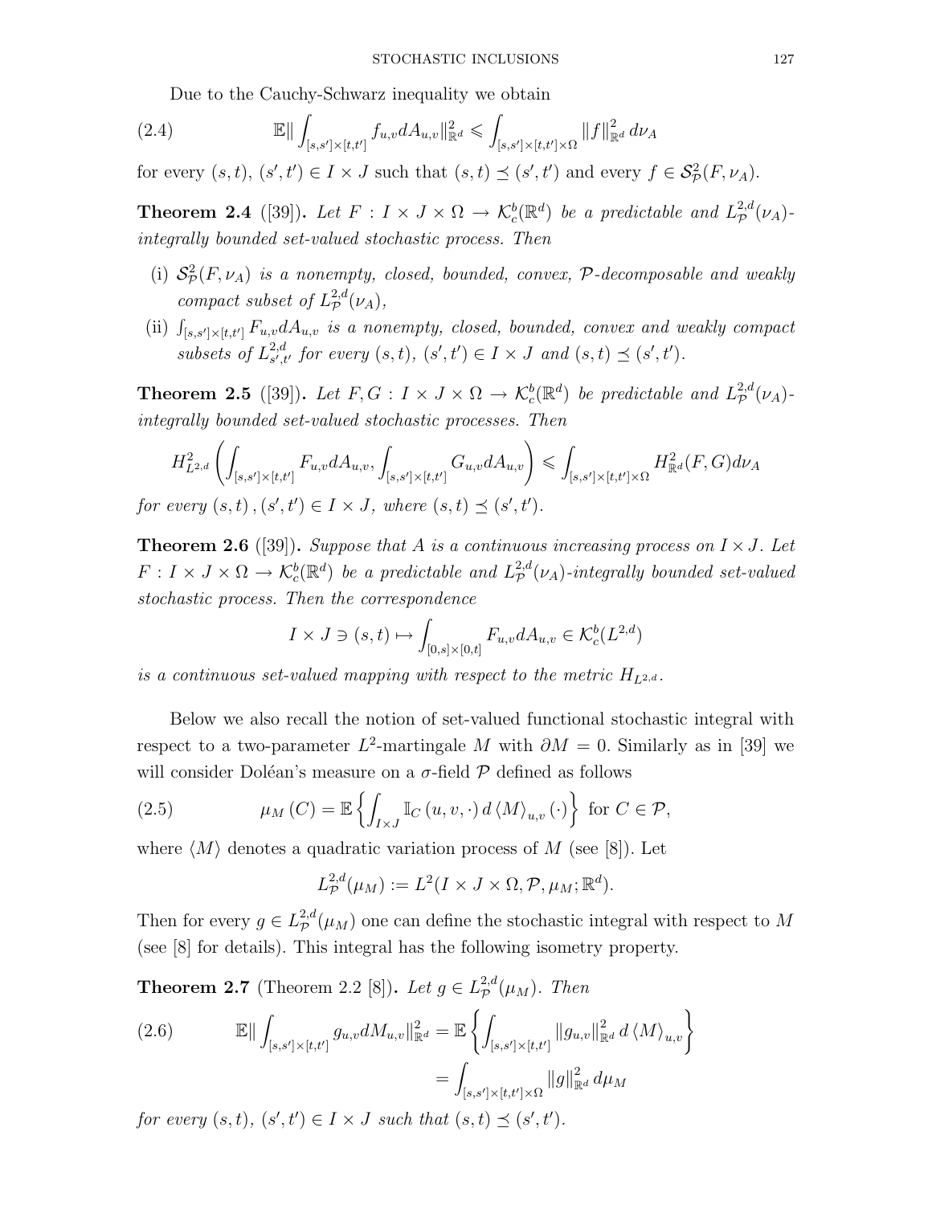Due to the Cauchy-Schwarz inequality we obtain

$$\mathbb{E}\| \int_{[s,s']\times[t,t']} f_{u,v} dA_{u,v} \|_{\mathbb{R}^d}^2 \leqslant \int_{[s,s']\times[t,t']\times\Omega} \|f\|_{\mathbb{R}^d}^2 \, d\nu_A \tag{2.4}$$

for every $(s,t)$, $(s',t') \in I \times J$ such that $(s,t) \preceq (s',t')$ and every $f \in \mathcal{S}^2_{\mathcal{P}}(F,\nu_A)$.

**Theorem 2.4** ([39]). *Let $F : I \times J \times \Omega \to \mathcal{K}^b_c(\mathbb{R}^d)$ be a predictable and $L^{2,d}_{\mathcal{P}}(\nu_A)$-integrally bounded set-valued stochastic process. Then*

- (i) *$\mathcal{S}^2_{\mathcal{P}}(F,\nu_A)$ is a nonempty, closed, bounded, convex, $\mathcal{P}$-decomposable and weakly compact subset of $L^{2,d}_{\mathcal{P}}(\nu_A)$,*
- (ii) *$\int_{[s,s']\times[t,t']} F_{u,v} dA_{u,v}$ is a nonempty, closed, bounded, convex and weakly compact subsets of $L^{2,d}_{s',t'}$ for every $(s,t)$, $(s',t') \in I \times J$ and $(s,t) \preceq (s',t')$.*

**Theorem 2.5** ([39]). *Let $F, G : I \times J \times \Omega \to \mathcal{K}^b_c(\mathbb{R}^d)$ be predictable and $L^{2,d}_{\mathcal{P}}(\nu_A)$-integrally bounded set-valued stochastic processes. Then*

$$H^2_{L^{2,d}}\left(\int_{[s,s']\times[t,t']} F_{u,v} dA_{u,v}, \int_{[s,s']\times[t,t']} G_{u,v} dA_{u,v}\right) \leqslant \int_{[s,s']\times[t,t']\times\Omega} H^2_{\mathbb{R}^d}(F,G) d\nu_A$$

*for every $(s,t)\,,(s',t') \in I \times J$, where $(s,t) \preceq (s',t')$.*

**Theorem 2.6** ([39]). *Suppose that $A$ is a continuous increasing process on $I \times J$. Let $F : I \times J \times \Omega \to \mathcal{K}^b_c(\mathbb{R}^d)$ be a predictable and $L^{2,d}_{\mathcal{P}}(\nu_A)$-integrally bounded set-valued stochastic process. Then the correspondence*

$$I \times J \ni (s,t) \mapsto \int_{[0,s]\times[0,t]} F_{u,v} dA_{u,v} \in \mathcal{K}^b_c(L^{2,d})$$

*is a continuous set-valued mapping with respect to the metric $H_{L^{2,d}}$.*

Below we also recall the notion of set-valued functional stochastic integral with respect to a two-parameter $L^2$-martingale $M$ with $\partial M = 0$. Similarly as in [39] we will consider Doléan's measure on a $\sigma$-field $\mathcal{P}$ defined as follows

$$\mu_M(C) = \mathbb{E}\left\{\int_{I\times J} \mathbb{I}_C(u,v,\cdot)\, d\langle M\rangle_{u,v}(\cdot)\right\} \text{ for } C \in \mathcal{P}, \tag{2.5}$$

where $\langle M\rangle$ denotes a quadratic variation process of $M$ (see [8]). Let

$$L^{2,d}_{\mathcal{P}}(\mu_M) := L^2(I \times J \times \Omega, \mathcal{P}, \mu_M; \mathbb{R}^d).$$

Then for every $g \in L^{2,d}_{\mathcal{P}}(\mu_M)$ one can define the stochastic integral with respect to $M$ (see [8] for details). This integral has the following isometry property.

**Theorem 2.7** (Theorem 2.2 [8]). *Let $g \in L^{2,d}_{\mathcal{P}}(\mu_M)$. Then*

$$\begin{aligned}\mathbb{E}\| \int_{[s,s']\times[t,t']} g_{u,v} dM_{u,v} \|_{\mathbb{R}^d}^2 &= \mathbb{E}\left\{\int_{[s,s']\times[t,t']} \|g_{u,v}\|_{\mathbb{R}^d}^2 \, d\langle M\rangle_{u,v}\right\} \\ &= \int_{[s,s']\times[t,t']\times\Omega} \|g\|_{\mathbb{R}^d}^2 \, d\mu_M\end{aligned} \tag{2.6}$$

*for every $(s,t)$, $(s',t') \in I \times J$ such that $(s,t) \preceq (s',t')$.*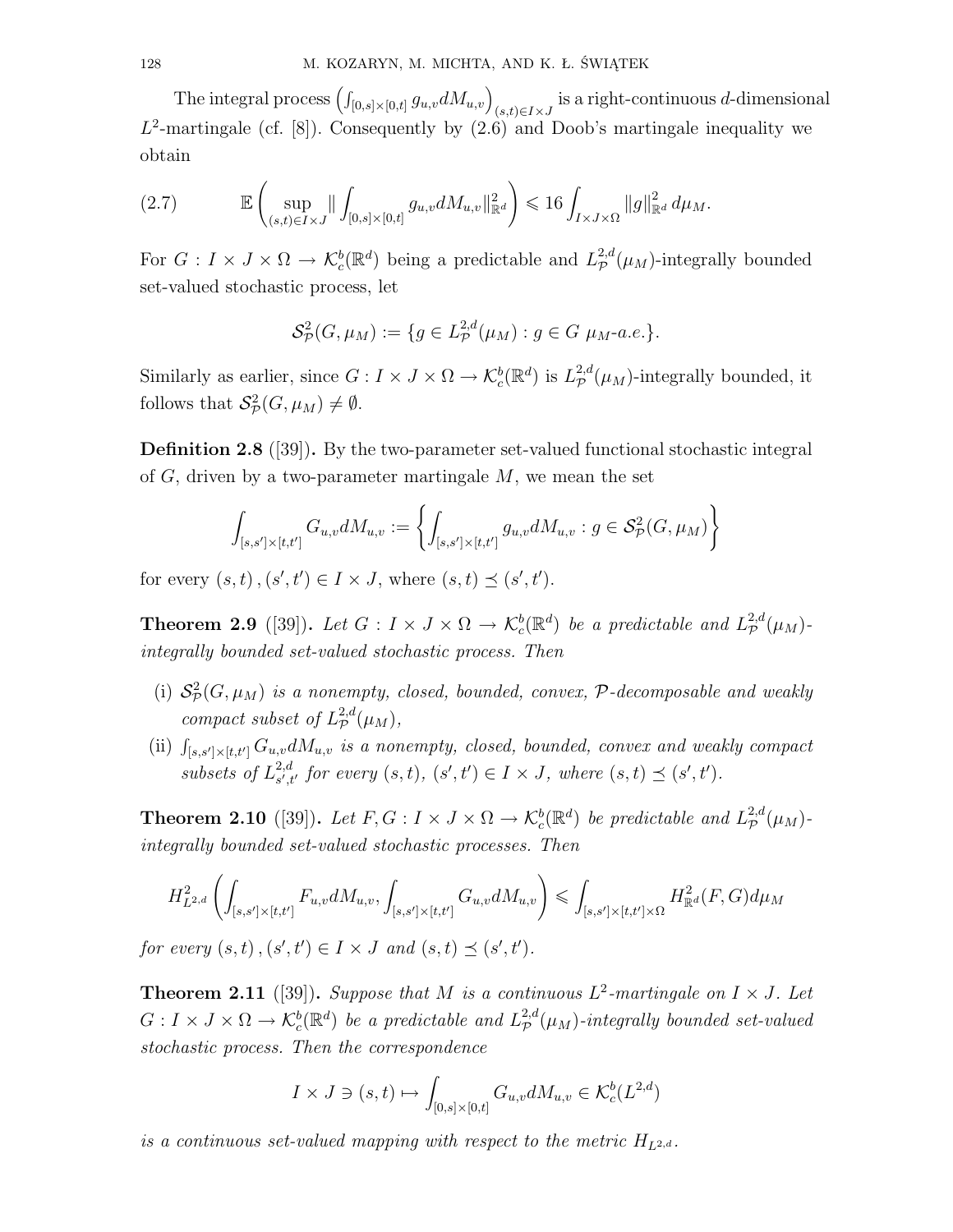The integral process $\left(\int_{[0,s]\times[0,t]} g_{u,v} dM_{u,v}\right)_{(s,t)\in I\times J}$ is a right-continuous $d$-dimensional $L^2$-martingale (cf. [8]). Consequently by (2.6) and Doob's martingale inequality we obtain

$$\mathbb{E}\left(\sup_{(s,t)\in I\times J} \|\int_{[0,s]\times[0,t]} g_{u,v} dM_{u,v}\|^2_{\mathbb{R}^d}\right) \leqslant 16 \int_{I\times J\times\Omega} \|g\|^2_{\mathbb{R}^d}\, d\mu_M. \tag{2.7}$$

For $G : I\times J\times\Omega \to \mathcal{K}_c^b(\mathbb{R}^d)$ being a predictable and $L^{2,d}_{\mathcal{P}}(\mu_M)$-integrally bounded set-valued stochastic process, let

$$\mathcal{S}^2_{\mathcal{P}}(G,\mu_M) := \{g \in L^{2,d}_{\mathcal{P}}(\mu_M) : g \in G \ \mu_M\text{-a.e.}\}.$$

Similarly as earlier, since $G : I\times J\times\Omega \to \mathcal{K}_c^b(\mathbb{R}^d)$ is $L^{2,d}_{\mathcal{P}}(\mu_M)$-integrally bounded, it follows that $\mathcal{S}^2_{\mathcal{P}}(G,\mu_M) \neq \emptyset$.

**Definition 2.8** ([39])**.** By the two-parameter set-valued functional stochastic integral of $G$, driven by a two-parameter martingale $M$, we mean the set

$$\int_{[s,s']\times[t,t']} G_{u,v} dM_{u,v} := \left\{\int_{[s,s']\times[t,t']} g_{u,v} dM_{u,v} : g \in \mathcal{S}^2_{\mathcal{P}}(G,\mu_M)\right\}$$

for every $(s,t), (s',t') \in I\times J$, where $(s,t) \preceq (s',t')$.

**Theorem 2.9** ([39])**.** *Let $G : I\times J\times\Omega \to \mathcal{K}_c^b(\mathbb{R}^d)$ be a predictable and $L^{2,d}_{\mathcal{P}}(\mu_M)$-integrally bounded set-valued stochastic process. Then*

- (i) *$\mathcal{S}^2_{\mathcal{P}}(G,\mu_M)$ is a nonempty, closed, bounded, convex, $\mathcal{P}$-decomposable and weakly compact subset of $L^{2,d}_{\mathcal{P}}(\mu_M)$,*
- (ii) *$\int_{[s,s']\times[t,t']} G_{u,v} dM_{u,v}$ is a nonempty, closed, bounded, convex and weakly compact subsets of $L^{2,d}_{s',t'}$ for every $(s,t)$, $(s',t') \in I\times J$, where $(s,t) \preceq (s',t')$.*

**Theorem 2.10** ([39])**.** *Let $F, G : I\times J\times\Omega \to \mathcal{K}_c^b(\mathbb{R}^d)$ be predictable and $L^{2,d}_{\mathcal{P}}(\mu_M)$-integrally bounded set-valued stochastic processes. Then*

$$H^2_{L^{2,d}}\left(\int_{[s,s']\times[t,t']} F_{u,v} dM_{u,v}, \int_{[s,s']\times[t,t']} G_{u,v} dM_{u,v}\right) \leqslant \int_{[s,s']\times[t,t']\times\Omega} H^2_{\mathbb{R}^d}(F,G) d\mu_M$$

*for every $(s,t), (s',t') \in I\times J$ and $(s,t) \preceq (s',t')$.*

**Theorem 2.11** ([39])**.** *Suppose that $M$ is a continuous $L^2$-martingale on $I\times J$. Let $G : I\times J\times\Omega \to \mathcal{K}_c^b(\mathbb{R}^d)$ be a predictable and $L^{2,d}_{\mathcal{P}}(\mu_M)$-integrally bounded set-valued stochastic process. Then the correspondence*

$$I\times J \ni (s,t) \mapsto \int_{[0,s]\times[0,t]} G_{u,v} dM_{u,v} \in \mathcal{K}_c^b(L^{2,d})$$

*is a continuous set-valued mapping with respect to the metric $H_{L^{2,d}}$.*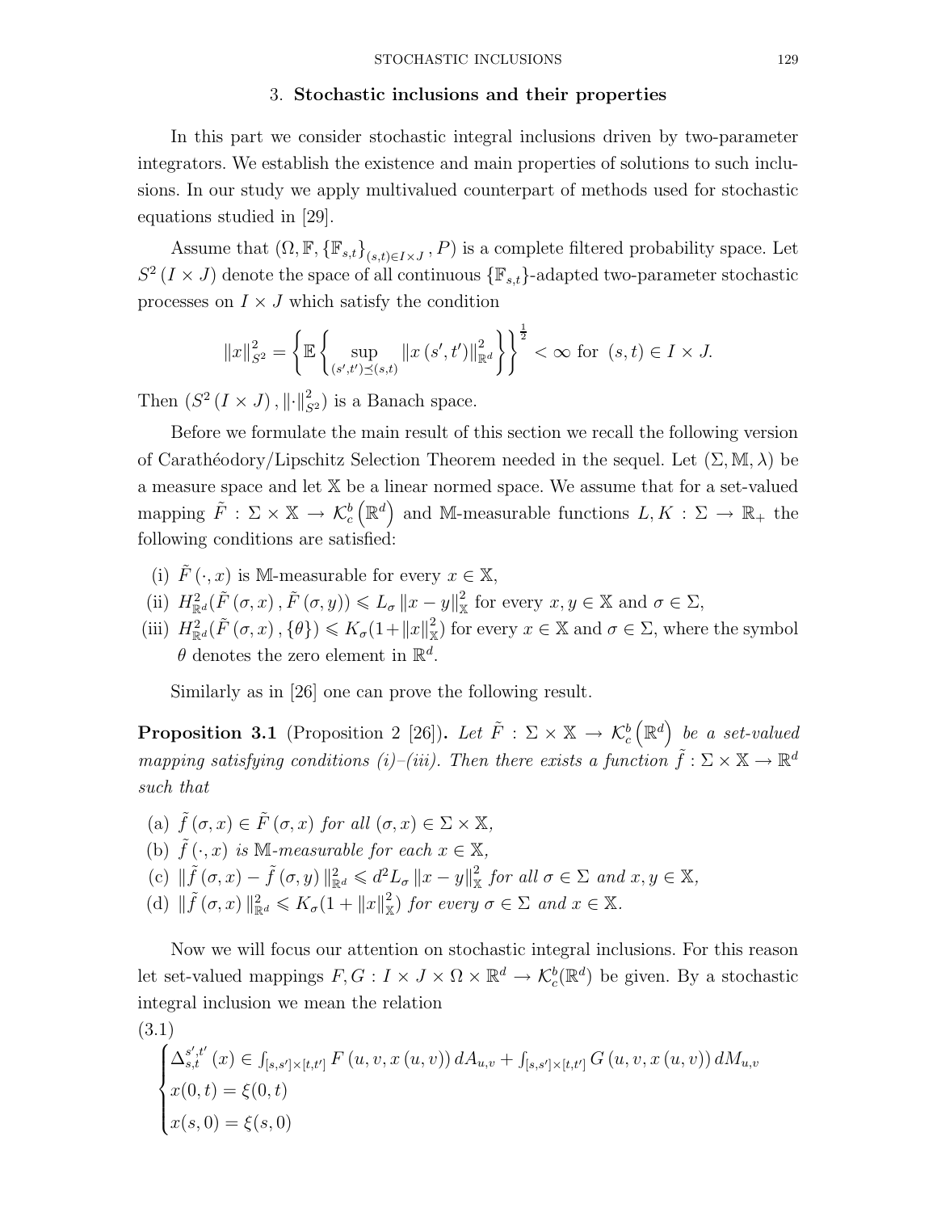## 3. **Stochastic inclusions and their properties**

In this part we consider stochastic integral inclusions driven by two-parameter integrators. We establish the existence and main properties of solutions to such inclusions. In our study we apply multivalued counterpart of methods used for stochastic equations studied in [29].

Assume that $(\Omega, \mathbb{F}, \{\mathbb{F}_{s,t}\}_{(s,t)\in I\times J}, P)$ is a complete filtered probability space. Let $S^2(I\times J)$ denote the space of all continuous $\{\mathbb{F}_{s,t}\}$-adapted two-parameter stochastic processes on $I\times J$ which satisfy the condition

$$\|x\|_{S^2}^2 = \left\{\mathbb{E}\left\{\sup_{(s',t')\preceq(s,t)} \|x(s',t')\|_{\mathbb{R}^d}^2\right\}\right\}^{\frac{1}{2}} < \infty \text{ for } (s,t)\in I\times J.$$

Then $(S^2(I\times J), \|\cdot\|_{S^2}^2)$ is a Banach space.

Before we formulate the main result of this section we recall the following version of Carathéodory/Lipschitz Selection Theorem needed in the sequel. Let $(\Sigma, \mathbb{M}, \lambda)$ be a measure space and let $\mathbb{X}$ be a linear normed space. We assume that for a set-valued mapping $\tilde{F} : \Sigma\times\mathbb{X} \to \mathcal{K}_c^b(\mathbb{R}^d)$ and $\mathbb{M}$-measurable functions $L, K : \Sigma \to \mathbb{R}_+$ the following conditions are satisfied:

(i) $\tilde{F}(\cdot, x)$ is $\mathbb{M}$-measurable for every $x\in\mathbb{X}$,

(ii) $H_{\mathbb{R}^d}^2(\tilde{F}(\sigma,x), \tilde{F}(\sigma,y)) \leqslant L_\sigma \|x-y\|_{\mathbb{X}}^2$ for every $x, y\in\mathbb{X}$ and $\sigma\in\Sigma$,

(iii) $H_{\mathbb{R}^d}^2(\tilde{F}(\sigma,x), \{\theta\}) \leqslant K_\sigma(1+\|x\|_{\mathbb{X}}^2)$ for every $x\in\mathbb{X}$ and $\sigma\in\Sigma$, where the symbol $\theta$ denotes the zero element in $\mathbb{R}^d$.

Similarly as in [26] one can prove the following result.

**Proposition 3.1** (Proposition 2 [26])**.** *Let $\tilde{F} : \Sigma\times\mathbb{X} \to \mathcal{K}_c^b(\mathbb{R}^d)$ be a set-valued mapping satisfying conditions (i)–(iii). Then there exists a function $\tilde{f} : \Sigma\times\mathbb{X}\to\mathbb{R}^d$ such that*

(a) *$\tilde{f}(\sigma,x)\in\tilde{F}(\sigma,x)$ for all $(\sigma,x)\in\Sigma\times\mathbb{X}$,*

(b) *$\tilde{f}(\cdot,x)$ is $\mathbb{M}$-measurable for each $x\in\mathbb{X}$,*

(c) *$\|\tilde{f}(\sigma,x)-\tilde{f}(\sigma,y)\|_{\mathbb{R}^d}^2 \leqslant d^2 L_\sigma \|x-y\|_{\mathbb{X}}^2$ for all $\sigma\in\Sigma$ and $x,y\in\mathbb{X}$,*

(d) *$\|\tilde{f}(\sigma,x)\|_{\mathbb{R}^d}^2 \leqslant K_\sigma(1+\|x\|_{\mathbb{X}}^2)$ for every $\sigma\in\Sigma$ and $x\in\mathbb{X}$.*

Now we will focus our attention on stochastic integral inclusions. For this reason let set-valued mappings $F, G : I\times J\times\Omega\times\mathbb{R}^d \to \mathcal{K}_c^b(\mathbb{R}^d)$ be given. By a stochastic integral inclusion we mean the relation

(3.1)
$$\begin{cases} \Delta_{s,t}^{s',t'}(x) \in \int_{[s,s')\times[t,t')} F(u,v,x(u,v))\,dA_{u,v} + \int_{[s,s')\times[t,t')} G(u,v,x(u,v))\,dM_{u,v} \\ x(0,t) = \xi(0,t) \\ x(s,0) = \xi(s,0) \end{cases}$$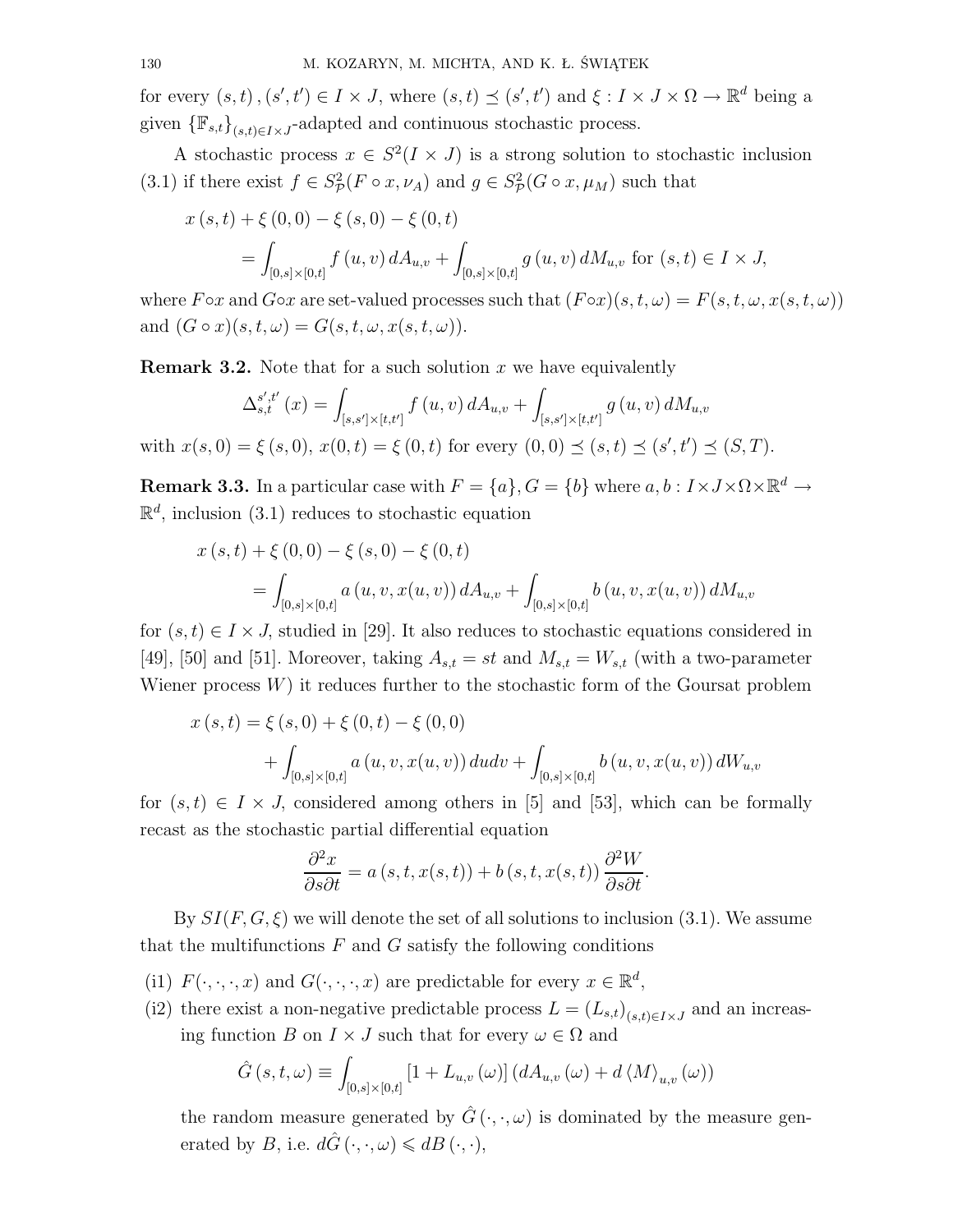for every $(s,t), (s',t') \in I \times J$, where $(s,t) \preceq (s',t')$ and $\xi : I \times J \times \Omega \to \mathbb{R}^d$ being a given $\{\mathbb{F}_{s,t}\}_{(s,t)\in I\times J}$-adapted and continuous stochastic process.

A stochastic process $x \in S^2(I \times J)$ is a strong solution to stochastic inclusion (3.1) if there exist $f \in S^2_{\mathcal{P}}(F \circ x, \nu_A)$ and $g \in S^2_{\mathcal{P}}(G \circ x, \mu_M)$ such that

$$
\begin{aligned}
&x(s,t) + \xi(0,0) - \xi(s,0) - \xi(0,t) \\
&\quad = \int_{[0,s]\times[0,t]} f(u,v)\, dA_{u,v} + \int_{[0,s]\times[0,t]} g(u,v)\, dM_{u,v} \text{ for } (s,t) \in I \times J,
\end{aligned}
$$

where $F \circ x$ and $G \circ x$ are set-valued processes such that $(F \circ x)(s,t,\omega) = F(s,t,\omega,x(s,t,\omega))$ and $(G \circ x)(s,t,\omega) = G(s,t,\omega,x(s,t,\omega))$.

**Remark 3.2.** Note that for a such solution $x$ we have equivalently

$$
\Delta_{s,t}^{s',t'}(x) = \int_{[s,s']\times[t,t']} f(u,v)\, dA_{u,v} + \int_{[s,s']\times[t,t']} g(u,v)\, dM_{u,v}
$$

with $x(s,0) = \xi(s,0)$, $x(0,t) = \xi(0,t)$ for every $(0,0) \preceq (s,t) \preceq (s',t') \preceq (S,T)$.

**Remark 3.3.** In a particular case with $F = \{a\}$, $G = \{b\}$ where $a, b : I \times J \times \Omega \times \mathbb{R}^d \to \mathbb{R}^d$, inclusion (3.1) reduces to stochastic equation

$$
\begin{aligned}
&x(s,t) + \xi(0,0) - \xi(s,0) - \xi(0,t) \\
&\quad = \int_{[0,s]\times[0,t]} a(u,v,x(u,v))\, dA_{u,v} + \int_{[0,s]\times[0,t]} b(u,v,x(u,v))\, dM_{u,v}
\end{aligned}
$$

for $(s,t) \in I \times J$, studied in [29]. It also reduces to stochastic equations considered in [49], [50] and [51]. Moreover, taking $A_{s,t} = st$ and $M_{s,t} = W_{s,t}$ (with a two-parameter Wiener process $W$) it reduces further to the stochastic form of the Goursat problem

$$
\begin{aligned}
x(s,t) &= \xi(s,0) + \xi(0,t) - \xi(0,0) \\
&\quad + \int_{[0,s]\times[0,t]} a(u,v,x(u,v))\, du dv + \int_{[0,s]\times[0,t]} b(u,v,x(u,v))\, dW_{u,v}
\end{aligned}
$$

for $(s,t) \in I \times J$, considered among others in [5] and [53], which can be formally recast as the stochastic partial differential equation

$$
\frac{\partial^2 x}{\partial s \partial t} = a(s,t,x(s,t)) + b(s,t,x(s,t)) \frac{\partial^2 W}{\partial s \partial t}.
$$

By $SI(F,G,\xi)$ we will denote the set of all solutions to inclusion (3.1). We assume that the multifunctions $F$ and $G$ satisfy the following conditions

(i1) $F(\cdot,\cdot,\cdot,x)$ and $G(\cdot,\cdot,\cdot,x)$ are predictable for every $x \in \mathbb{R}^d$,

(i2) there exist a non-negative predictable process $L = (L_{s,t})_{(s,t)\in I\times J}$ and an increasing function $B$ on $I \times J$ such that for every $\omega \in \Omega$ and

$$
\hat{G}(s,t,\omega) \equiv \int_{[0,s]\times[0,t]} [1 + L_{u,v}(\omega)] \left(dA_{u,v}(\omega) + d\langle M\rangle_{u,v}(\omega)\right)
$$

the random measure generated by $\hat{G}(\cdot,\cdot,\omega)$ is dominated by the measure generated by $B$, i.e. $d\hat{G}(\cdot,\cdot,\omega) \leqslant dB(\cdot,\cdot)$,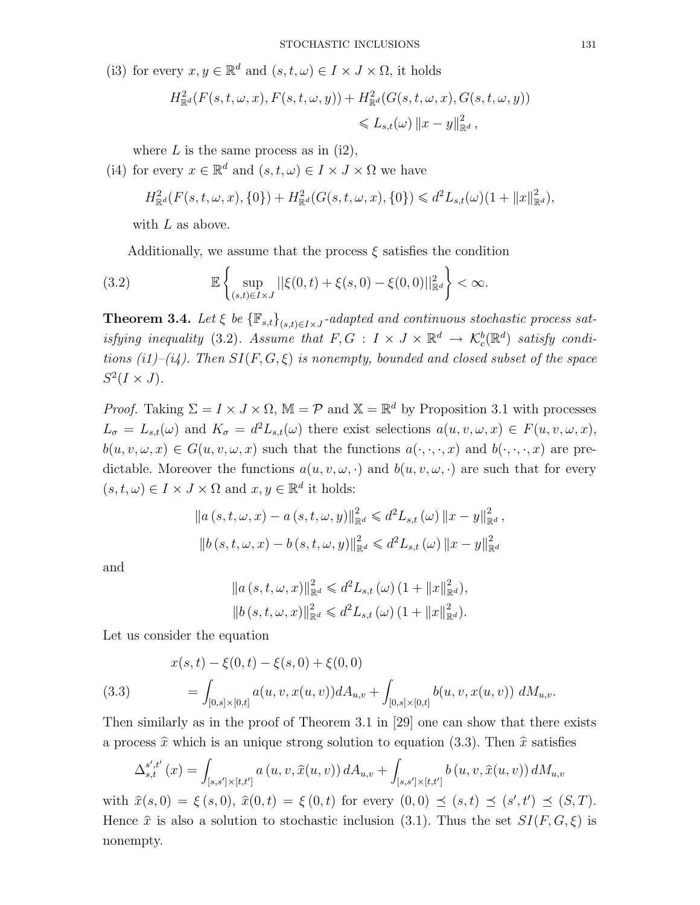(i3) for every $x, y \in \mathbb{R}^d$ and $(s,t,\omega) \in I \times J \times \Omega$, it holds

$$H^2_{\mathbb{R}^d}(F(s,t,\omega,x), F(s,t,\omega,y)) + H^2_{\mathbb{R}^d}(G(s,t,\omega,x), G(s,t,\omega,y)) \leqslant L_{s,t}(\omega) \|x-y\|^2_{\mathbb{R}^d},$$

where $L$ is the same process as in (i2),

(i4) for every $x \in \mathbb{R}^d$ and $(s,t,\omega) \in I \times J \times \Omega$ we have

$$H^2_{\mathbb{R}^d}(F(s,t,\omega,x), \{0\}) + H^2_{\mathbb{R}^d}(G(s,t,\omega,x), \{0\}) \leqslant d^2 L_{s,t}(\omega)(1 + \|x\|^2_{\mathbb{R}^d}),$$

with $L$ as above.

Additionally, we assume that the process $\xi$ satisfies the condition

$$\mathbb{E}\left\{ \sup_{(s,t)\in I\times J} ||\xi(0,t) + \xi(s,0) - \xi(0,0)||^2_{\mathbb{R}^d} \right\} < \infty. \tag{3.2}$$

**Theorem 3.4.** *Let $\xi$ be $\{\mathbb{F}_{s,t}\}_{(s,t)\in I\times J}$-adapted and continuous stochastic process satisfying inequality (3.2). Assume that $F, G : I \times J \times \mathbb{R}^d \to \mathcal{K}^b_c(\mathbb{R}^d)$ satisfy conditions (i1)–(i4). Then $SI(F,G,\xi)$ is nonempty, bounded and closed subset of the space $S^2(I \times J)$.*

*Proof.* Taking $\Sigma = I \times J \times \Omega$, $\mathbb{M} = \mathcal{P}$ and $\mathbb{X} = \mathbb{R}^d$ by Proposition 3.1 with processes $L_\sigma = L_{s,t}(\omega)$ and $K_\sigma = d^2 L_{s,t}(\omega)$ there exist selections $a(u,v,\omega,x) \in F(u,v,\omega,x)$, $b(u,v,\omega,x) \in G(u,v,\omega,x)$ such that the functions $a(\cdot,\cdot,\cdot,x)$ and $b(\cdot,\cdot,\cdot,x)$ are predictable. Moreover the functions $a(u,v,\omega,\cdot)$ and $b(u,v,\omega,\cdot)$ are such that for every $(s,t,\omega) \in I \times J \times \Omega$ and $x, y \in \mathbb{R}^d$ it holds:

$$\|a(s,t,\omega,x) - a(s,t,\omega,y)\|^2_{\mathbb{R}^d} \leqslant d^2 L_{s,t}(\omega) \|x-y\|^2_{\mathbb{R}^d},$$

$$\|b(s,t,\omega,x) - b(s,t,\omega,y)\|^2_{\mathbb{R}^d} \leqslant d^2 L_{s,t}(\omega) \|x-y\|^2_{\mathbb{R}^d}$$

and

$$\|a(s,t,\omega,x)\|^2_{\mathbb{R}^d} \leqslant d^2 L_{s,t}(\omega)(1 + \|x\|^2_{\mathbb{R}^d}),$$

$$\|b(s,t,\omega,x)\|^2_{\mathbb{R}^d} \leqslant d^2 L_{s,t}(\omega)(1 + \|x\|^2_{\mathbb{R}^d}).$$

Let us consider the equation

$$\begin{aligned} &x(s,t) - \xi(0,t) - \xi(s,0) + \xi(0,0) \\ &= \int_{[0,s]\times[0,t]} a(u,v,x(u,v)) dA_{u,v} + \int_{[0,s]\times[0,t]} b(u,v,x(u,v))\, dM_{u,v}. \end{aligned} \tag{3.3}$$

Then similarly as in the proof of Theorem 3.1 in [29] one can show that there exists a process $\widehat{x}$ which is an unique strong solution to equation (3.3). Then $\widehat{x}$ satisfies

$$\Delta^{s',t'}_{s,t}(x) = \int_{[s,s']\times[t,t']} a(u,v,\widehat{x}(u,v))\, dA_{u,v} + \int_{[s,s']\times[t,t']} b(u,v,\widehat{x}(u,v))\, dM_{u,v}$$

with $\widehat{x}(s,0) = \xi(s,0)$, $\widehat{x}(0,t) = \xi(0,t)$ for every $(0,0) \preceq (s,t) \preceq (s',t') \preceq (S,T)$. Hence $\widehat{x}$ is also a solution to stochastic inclusion (3.1). Thus the set $SI(F,G,\xi)$ is nonempty.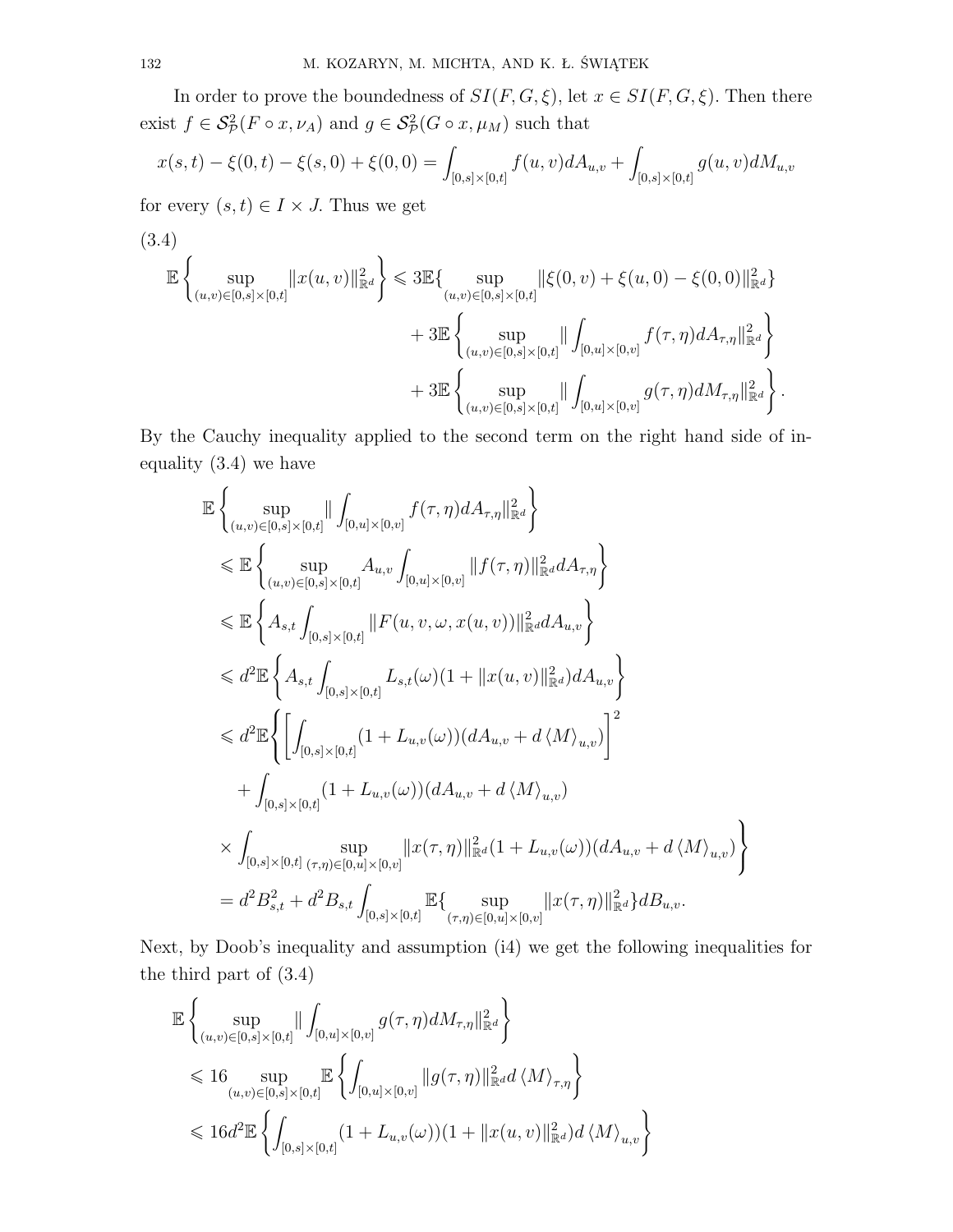In order to prove the boundedness of $SI(F,G,\xi)$, let $x \in SI(F,G,\xi)$. Then there exist $f \in \mathcal{S}^2_{\mathcal{P}}(F \circ x, \nu_A)$ and $g \in \mathcal{S}^2_{\mathcal{P}}(G \circ x, \mu_M)$ such that

$$x(s,t) - \xi(0,t) - \xi(s,0) + \xi(0,0) = \int_{[0,s]\times[0,t]} f(u,v)dA_{u,v} + \int_{[0,s]\times[0,t]} g(u,v)dM_{u,v}$$

for every $(s,t) \in I \times J$. Thus we get

(3.4)

$$\begin{aligned}
\mathbb{E}\left\{\sup_{(u,v)\in[0,s]\times[0,t]} \|x(u,v)\|^2_{\mathbb{R}^d}\right\} &\leqslant 3\mathbb{E}\{\sup_{(u,v)\in[0,s]\times[0,t]} \|\xi(0,v) + \xi(u,0) - \xi(0,0)\|^2_{\mathbb{R}^d}\} \\
&+ 3\mathbb{E}\left\{\sup_{(u,v)\in[0,s]\times[0,t]} \|\int_{[0,u]\times[0,v]} f(\tau,\eta)dA_{\tau,\eta}\|^2_{\mathbb{R}^d}\right\} \\
&+ 3\mathbb{E}\left\{\sup_{(u,v)\in[0,s]\times[0,t]} \|\int_{[0,u]\times[0,v]} g(\tau,\eta)dM_{\tau,\eta}\|^2_{\mathbb{R}^d}\right\}.
\end{aligned}$$

By the Cauchy inequality applied to the second term on the right hand side of inequality (3.4) we have

$$\begin{aligned}
&\mathbb{E}\left\{\sup_{(u,v)\in[0,s]\times[0,t]} \|\int_{[0,u]\times[0,v]} f(\tau,\eta)dA_{\tau,\eta}\|^2_{\mathbb{R}^d}\right\} \\
&\leqslant \mathbb{E}\left\{\sup_{(u,v)\in[0,s]\times[0,t]} A_{u,v}\int_{[0,u]\times[0,v]} \|f(\tau,\eta)\|^2_{\mathbb{R}^d} dA_{\tau,\eta}\right\} \\
&\leqslant \mathbb{E}\left\{A_{s,t}\int_{[0,s]\times[0,t]} \|F(u,v,\omega,x(u,v))\|^2_{\mathbb{R}^d} dA_{u,v}\right\} \\
&\leqslant d^2\mathbb{E}\left\{A_{s,t}\int_{[0,s]\times[0,t]} L_{s,t}(\omega)(1+\|x(u,v)\|^2_{\mathbb{R}^d})dA_{u,v}\right\} \\
&\leqslant d^2\mathbb{E}\Bigg\{\left[\int_{[0,s]\times[0,t]}(1+L_{u,v}(\omega))(dA_{u,v} + d\left\langle M\right\rangle_{u,v})\right]^2 \\
&\quad + \int_{[0,s]\times[0,t]}(1+L_{u,v}(\omega))(dA_{u,v} + d\left\langle M\right\rangle_{u,v}) \\
&\quad \times \int_{[0,s]\times[0,t]} \sup_{(\tau,\eta)\in[0,u]\times[0,v]} \|x(\tau,\eta)\|^2_{\mathbb{R}^d}(1+L_{u,v}(\omega))(dA_{u,v} + d\left\langle M\right\rangle_{u,v})\Bigg\} \\
&= d^2B^2_{s,t} + d^2B_{s,t}\int_{[0,s]\times[0,t]} \mathbb{E}\{\sup_{(\tau,\eta)\in[0,u]\times[0,v]} \|x(\tau,\eta)\|^2_{\mathbb{R}^d}\}dB_{u,v}.
\end{aligned}$$

Next, by Doob's inequality and assumption (i4) we get the following inequalities for the third part of (3.4)

$$\begin{aligned}
&\mathbb{E}\left\{\sup_{(u,v)\in[0,s]\times[0,t]} \|\int_{[0,u]\times[0,v]} g(\tau,\eta)dM_{\tau,\eta}\|^2_{\mathbb{R}^d}\right\} \\
&\leqslant 16 \sup_{(u,v)\in[0,s]\times[0,t]} \mathbb{E}\left\{\int_{[0,u]\times[0,v]} \|g(\tau,\eta)\|^2_{\mathbb{R}^d} d\left\langle M\right\rangle_{\tau,\eta}\right\} \\
&\leqslant 16d^2\mathbb{E}\left\{\int_{[0,s]\times[0,t]}(1+L_{u,v}(\omega))(1+\|x(u,v)\|^2_{\mathbb{R}^d})d\left\langle M\right\rangle_{u,v}\right\}
\end{aligned}$$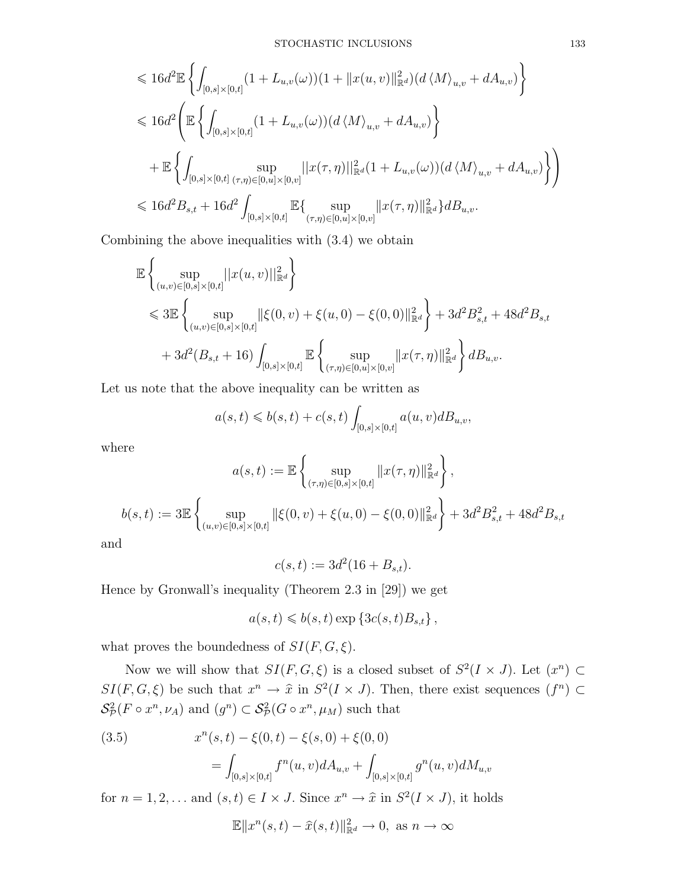$$
\begin{aligned}
&\leqslant 16d^2\mathbb{E}\left\{\int_{[0,s]\times[0,t]}(1+L_{u,v}(\omega))(1+\|x(u,v)\|^2_{\mathbb{R}^d})(d\langle M\rangle_{u,v}+dA_{u,v})\right\}\\
&\leqslant 16d^2\left(\mathbb{E}\left\{\int_{[0,s]\times[0,t]}(1+L_{u,v}(\omega))(d\langle M\rangle_{u,v}+dA_{u,v})\right\}\right.\\
&\quad\left.+\mathbb{E}\left\{\int_{[0,s]\times[0,t]}\sup_{(\tau,\eta)\in[0,u]\times[0,v]}||x(\tau,\eta)||^2_{\mathbb{R}^d}(1+L_{u,v}(\omega))(d\langle M\rangle_{u,v}+dA_{u,v})\right\}\right)\\
&\leqslant 16d^2B_{s,t}+16d^2\int_{[0,s]\times[0,t]}\mathbb{E}\{\sup_{(\tau,\eta)\in[0,u]\times[0,v]}\|x(\tau,\eta)\|^2_{\mathbb{R}^d}\}dB_{u,v}.
\end{aligned}
$$

Combining the above inequalities with (3.4) we obtain

$$
\begin{aligned}
&\mathbb{E}\left\{\sup_{(u,v)\in[0,s]\times[0,t]}||x(u,v)||^2_{\mathbb{R}^d}\right\}\\
&\quad\leqslant 3\mathbb{E}\left\{\sup_{(u,v)\in[0,s]\times[0,t]}\|\xi(0,v)+\xi(u,0)-\xi(0,0)\|^2_{\mathbb{R}^d}\right\}+3d^2B^2_{s,t}+48d^2B_{s,t}\\
&\qquad+3d^2(B_{s,t}+16)\int_{[0,s]\times[0,t]}\mathbb{E}\left\{\sup_{(\tau,\eta)\in[0,u]\times[0,v]}\|x(\tau,\eta)\|^2_{\mathbb{R}^d}\right\}dB_{u,v}.
\end{aligned}
$$

Let us note that the above inequality can be written as

$$
a(s,t)\leqslant b(s,t)+c(s,t)\int_{[0,s]\times[0,t]}a(u,v)dB_{u,v},
$$

where

$$
a(s,t):=\mathbb{E}\left\{\sup_{(\tau,\eta)\in[0,s]\times[0,t]}\|x(\tau,\eta)\|^2_{\mathbb{R}^d}\right\},
$$

$$
b(s,t):=3\mathbb{E}\left\{\sup_{(u,v)\in[0,s]\times[0,t]}\|\xi(0,v)+\xi(u,0)-\xi(0,0)\|^2_{\mathbb{R}^d}\right\}+3d^2B^2_{s,t}+48d^2B_{s,t}
$$

and

$$
c(s,t):=3d^2(16+B_{s,t}).
$$

Hence by Gronwall's inequality (Theorem 2.3 in [29]) we get

$$
a(s,t)\leqslant b(s,t)\exp\left\{3c(s,t)B_{s,t}\right\},
$$

what proves the boundedness of $SI(F,G,\xi)$.

Now we will show that $SI(F,G,\xi)$ is a closed subset of $S^2(I\times J)$. Let $(x^n)\subset SI(F,G,\xi)$ be such that $x^n\to\widehat{x}$ in $S^2(I\times J)$. Then, there exist sequences $(f^n)\subset\mathcal{S}^2_{\mathcal{P}}(F\circ x^n,\nu_A)$ and $(g^n)\subset\mathcal{S}^2_{\mathcal{P}}(G\circ x^n,\mu_M)$ such that

$$
\begin{aligned}
(3.5)\qquad &x^n(s,t)-\xi(0,t)-\xi(s,0)+\xi(0,0)\\
&\quad=\int_{[0,s]\times[0,t]}f^n(u,v)dA_{u,v}+\int_{[0,s]\times[0,t]}g^n(u,v)dM_{u,v}
\end{aligned}
$$

for $n=1,2,\ldots$ and $(s,t)\in I\times J$. Since $x^n\to\widehat{x}$ in $S^2(I\times J)$, it holds

$$
\mathbb{E}\|x^n(s,t)-\widehat{x}(s,t)\|^2_{\mathbb{R}^d}\to 0,\ \text{as}\ n\to\infty
$$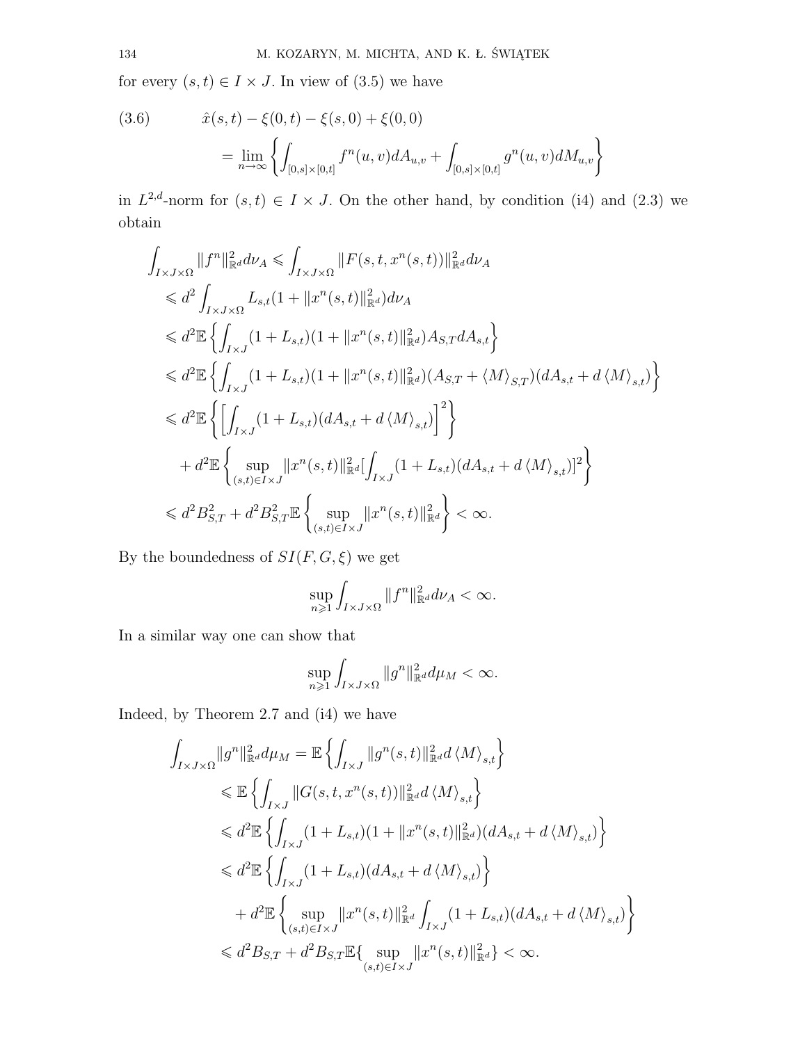for every $(s,t) \in I \times J$. In view of (3.5) we have

$$
\begin{aligned}
(3.6) \qquad & \hat{x}(s,t) - \xi(0,t) - \xi(s,0) + \xi(0,0) \\
&= \lim_{n\to\infty} \left\{ \int_{[0,s]\times[0,t]} f^n(u,v) dA_{u,v} + \int_{[0,s]\times[0,t]} g^n(u,v) dM_{u,v} \right\}
\end{aligned}
$$

in $L^{2,d}$-norm for $(s,t) \in I \times J$. On the other hand, by condition (i4) and (2.3) we obtain

$$
\begin{aligned}
&\int_{I\times J\times\Omega} \|f^n\|^2_{\mathbb{R}^d} d\nu_A \leqslant \int_{I\times J\times\Omega} \|F(s,t,x^n(s,t))\|^2_{\mathbb{R}^d} d\nu_A \\
&\leqslant d^2 \int_{I\times J\times\Omega} L_{s,t}(1 + \|x^n(s,t)\|^2_{\mathbb{R}^d}) d\nu_A \\
&\leqslant d^2 \mathbb{E}\left\{ \int_{I\times J} (1+L_{s,t})(1+\|x^n(s,t)\|^2_{\mathbb{R}^d}) A_{S,T} dA_{s,t} \right\} \\
&\leqslant d^2 \mathbb{E}\left\{ \int_{I\times J} (1+L_{s,t})(1+\|x^n(s,t)\|^2_{\mathbb{R}^d}) (A_{S,T} + \langle M\rangle_{S,T})(dA_{s,t} + d\langle M\rangle_{s,t}) \right\} \\
&\leqslant d^2 \mathbb{E}\left\{ \left[ \int_{I\times J} (1+L_{s,t})(dA_{s,t} + d\langle M\rangle_{s,t}) \right]^2 \right\} \\
&\quad + d^2 \mathbb{E}\left\{ \sup_{(s,t)\in I\times J} \|x^n(s,t)\|^2_{\mathbb{R}^d} \left[ \int_{I\times J} (1+L_{s,t})(dA_{s,t} + d\langle M\rangle_{s,t}) \right]^2 \right\} \\
&\leqslant d^2 B^2_{S,T} + d^2 B^2_{S,T} \mathbb{E}\left\{ \sup_{(s,t)\in I\times J} \|x^n(s,t)\|^2_{\mathbb{R}^d} \right\} < \infty.
\end{aligned}
$$

By the boundedness of $SI(F,G,\xi)$ we get

$$
\sup_{n\geqslant 1} \int_{I\times J\times\Omega} \|f^n\|^2_{\mathbb{R}^d} d\nu_A < \infty.
$$

In a similar way one can show that

$$
\sup_{n\geqslant 1} \int_{I\times J\times\Omega} \|g^n\|^2_{\mathbb{R}^d} d\mu_M < \infty.
$$

Indeed, by Theorem 2.7 and (i4) we have

$$
\begin{aligned}
\int_{I\times J\times\Omega} \|g^n\|^2_{\mathbb{R}^d} d\mu_M &= \mathbb{E}\left\{ \int_{I\times J} \|g^n(s,t)\|^2_{\mathbb{R}^d} d\langle M\rangle_{s,t} \right\} \\
&\leqslant \mathbb{E}\left\{ \int_{I\times J} \|G(s,t,x^n(s,t))\|^2_{\mathbb{R}^d} d\langle M\rangle_{s,t} \right\} \\
&\leqslant d^2 \mathbb{E}\left\{ \int_{I\times J} (1+L_{s,t})(1+\|x^n(s,t)\|^2_{\mathbb{R}^d})(dA_{s,t} + d\langle M\rangle_{s,t}) \right\} \\
&\leqslant d^2 \mathbb{E}\left\{ \int_{I\times J} (1+L_{s,t})(dA_{s,t} + d\langle M\rangle_{s,t}) \right\} \\
&\quad + d^2 \mathbb{E}\left\{ \sup_{(s,t)\in I\times J} \|x^n(s,t)\|^2_{\mathbb{R}^d} \int_{I\times J} (1+L_{s,t})(dA_{s,t} + d\langle M\rangle_{s,t}) \right\} \\
&\leqslant d^2 B_{S,T} + d^2 B_{S,T} \mathbb{E}\{ \sup_{(s,t)\in I\times J} \|x^n(s,t)\|^2_{\mathbb{R}^d} \} < \infty.
\end{aligned}
$$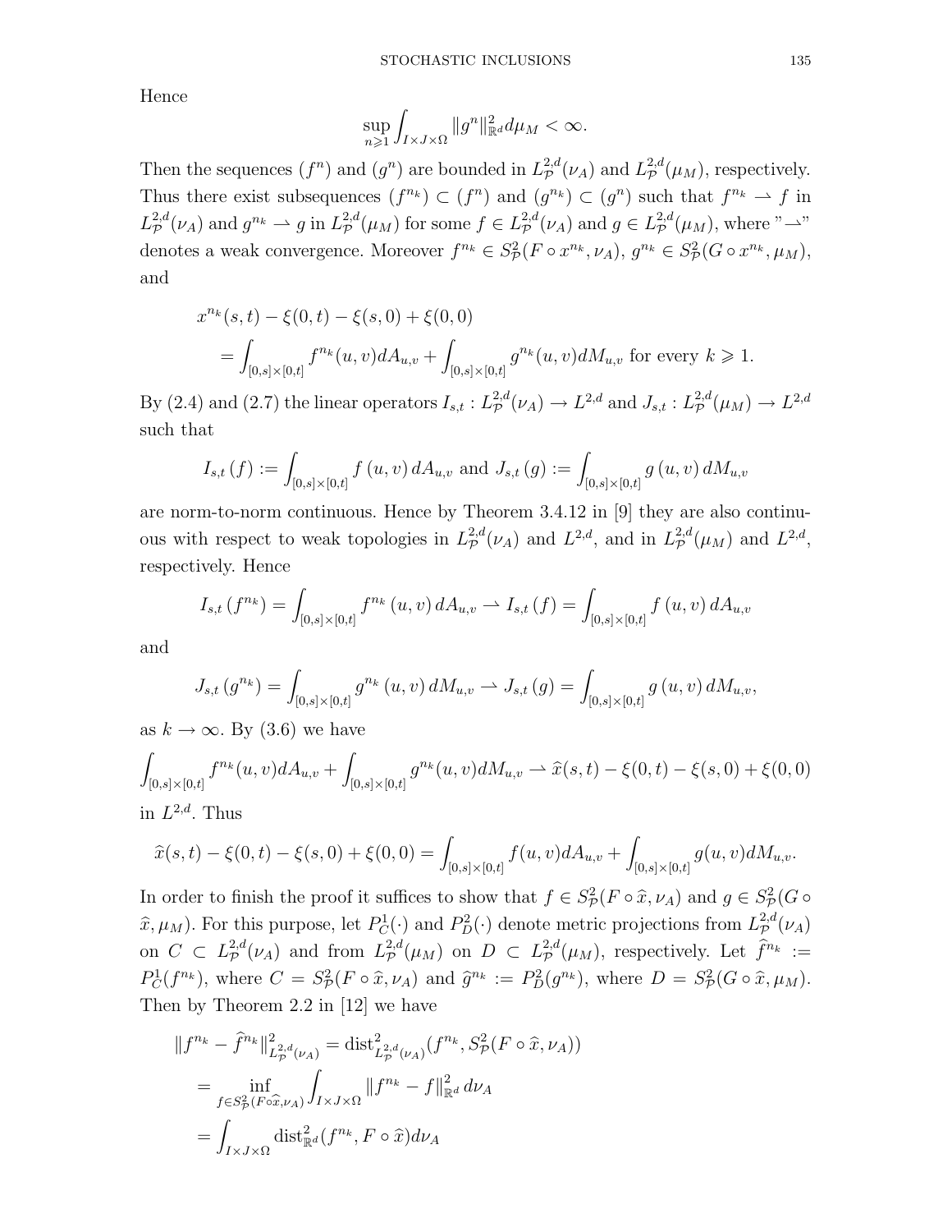Hence

$$\sup_{n\geqslant 1}\int_{I\times J\times\Omega}\|g^n\|^2_{\mathbb{R}^d}d\mu_M<\infty.$$

Then the sequences $(f^n)$ and $(g^n)$ are bounded in $L^{2,d}_{\mathcal{P}}(\nu_A)$ and $L^{2,d}_{\mathcal{P}}(\mu_M)$, respectively. Thus there exist subsequences $(f^{n_k})\subset(f^n)$ and $(g^{n_k})\subset(g^n)$ such that $f^{n_k}\rightharpoonup f$ in $L^{2,d}_{\mathcal{P}}(\nu_A)$ and $g^{n_k}\rightharpoonup g$ in $L^{2,d}_{\mathcal{P}}(\mu_M)$ for some $f\in L^{2,d}_{\mathcal{P}}(\nu_A)$ and $g\in L^{2,d}_{\mathcal{P}}(\mu_M)$, where "$\rightharpoonup$" denotes a weak convergence. Moreover $f^{n_k}\in S^2_{\mathcal{P}}(F\circ x^{n_k},\nu_A)$, $g^{n_k}\in S^2_{\mathcal{P}}(G\circ x^{n_k},\mu_M)$, and

$$\begin{aligned}&x^{n_k}(s,t)-\xi(0,t)-\xi(s,0)+\xi(0,0)\\&\quad=\int_{[0,s]\times[0,t]}f^{n_k}(u,v)dA_{u,v}+\int_{[0,s]\times[0,t]}g^{n_k}(u,v)dM_{u,v}\text{ for every }k\geqslant 1.\end{aligned}$$

By (2.4) and (2.7) the linear operators $I_{s,t}:L^{2,d}_{\mathcal{P}}(\nu_A)\to L^{2,d}$ and $J_{s,t}:L^{2,d}_{\mathcal{P}}(\mu_M)\to L^{2,d}$ such that

$$I_{s,t}(f):=\int_{[0,s]\times[0,t]}f(u,v)\,dA_{u,v}\text{ and }J_{s,t}(g):=\int_{[0,s]\times[0,t]}g(u,v)\,dM_{u,v}$$

are norm-to-norm continuous. Hence by Theorem 3.4.12 in [9] they are also continuous with respect to weak topologies in $L^{2,d}_{\mathcal{P}}(\nu_A)$ and $L^{2,d}$, and in $L^{2,d}_{\mathcal{P}}(\mu_M)$ and $L^{2,d}$, respectively. Hence

$$I_{s,t}(f^{n_k})=\int_{[0,s]\times[0,t]}f^{n_k}(u,v)\,dA_{u,v}\rightharpoonup I_{s,t}(f)=\int_{[0,s]\times[0,t]}f(u,v)\,dA_{u,v}$$

and

$$J_{s,t}(g^{n_k})=\int_{[0,s]\times[0,t]}g^{n_k}(u,v)\,dM_{u,v}\rightharpoonup J_{s,t}(g)=\int_{[0,s]\times[0,t]}g(u,v)\,dM_{u,v},$$

as $k\to\infty$. By (3.6) we have

$$\int_{[0,s]\times[0,t]}f^{n_k}(u,v)dA_{u,v}+\int_{[0,s]\times[0,t]}g^{n_k}(u,v)dM_{u,v}\rightharpoonup\widehat{x}(s,t)-\xi(0,t)-\xi(s,0)+\xi(0,0)$$

in $L^{2,d}$. Thus

$$\widehat{x}(s,t)-\xi(0,t)-\xi(s,0)+\xi(0,0)=\int_{[0,s]\times[0,t]}f(u,v)dA_{u,v}+\int_{[0,s]\times[0,t]}g(u,v)dM_{u,v}.$$

In order to finish the proof it suffices to show that $f\in S^2_{\mathcal{P}}(F\circ\widehat{x},\nu_A)$ and $g\in S^2_{\mathcal{P}}(G\circ\widehat{x},\mu_M)$. For this purpose, let $P^1_C(\cdot)$ and $P^2_D(\cdot)$ denote metric projections from $L^{2,d}_{\mathcal{P}}(\nu_A)$ on $C\subset L^{2,d}_{\mathcal{P}}(\nu_A)$ and from $L^{2,d}_{\mathcal{P}}(\mu_M)$ on $D\subset L^{2,d}_{\mathcal{P}}(\mu_M)$, respectively. Let $\widehat{f}^{n_k}:=P^1_C(f^{n_k})$, where $C=S^2_{\mathcal{P}}(F\circ\widehat{x},\nu_A)$ and $\widehat{g}^{n_k}:=P^2_D(g^{n_k})$, where $D=S^2_{\mathcal{P}}(G\circ\widehat{x},\mu_M)$. Then by Theorem 2.2 in [12] we have

$$\begin{aligned}\|f^{n_k}-\widehat{f}^{n_k}\|^2_{L^{2,d}_{\mathcal{P}}(\nu_A)}&=\operatorname{dist}^2_{L^{2,d}_{\mathcal{P}}(\nu_A)}(f^{n_k},S^2_{\mathcal{P}}(F\circ\widehat{x},\nu_A))\\&=\inf_{f\in S^2_{\mathcal{P}}(F\circ\widehat{x},\nu_A)}\int_{I\times J\times\Omega}\|f^{n_k}-f\|^2_{\mathbb{R}^d}\,d\nu_A\\&=\int_{I\times J\times\Omega}\operatorname{dist}^2_{\mathbb{R}^d}(f^{n_k},F\circ\widehat{x})d\nu_A\end{aligned}$$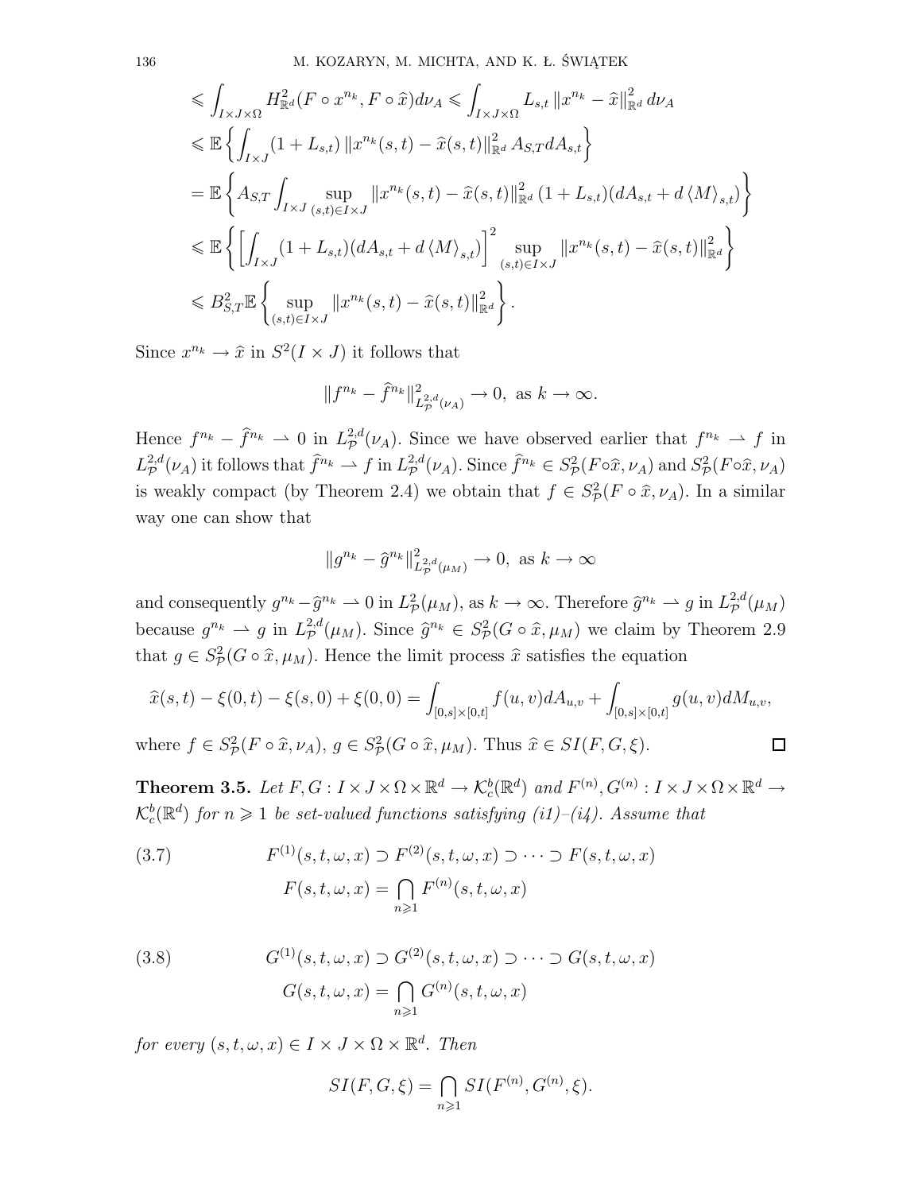$$
\begin{aligned}
&\leqslant \int_{I\times J\times\Omega} H^2_{\mathbb{R}^d}(F\circ x^{n_k}, F\circ \widehat{x})d\nu_A \leqslant \int_{I\times J\times\Omega} L_{s,t}\left\|x^{n_k}-\widehat{x}\right\|^2_{\mathbb{R}^d} d\nu_A\\
&\leqslant \mathbb{E}\left\{\int_{I\times J}(1+L_{s,t})\left\|x^{n_k}(s,t)-\widehat{x}(s,t)\right\|^2_{\mathbb{R}^d} A_{S,T}dA_{s,t}\right\}\\
&= \mathbb{E}\left\{A_{S,T}\int_{I\times J}\sup_{(s,t)\in I\times J}\left\|x^{n_k}(s,t)-\widehat{x}(s,t)\right\|^2_{\mathbb{R}^d}(1+L_{s,t})(dA_{s,t}+d\left\langle M\right\rangle_{s,t})\right\}\\
&\leqslant \mathbb{E}\left\{\left[\int_{I\times J}(1+L_{s,t})(dA_{s,t}+d\left\langle M\right\rangle_{s,t})\right]^2\sup_{(s,t)\in I\times J}\left\|x^{n_k}(s,t)-\widehat{x}(s,t)\right\|^2_{\mathbb{R}^d}\right\}\\
&\leqslant B^2_{S,T}\mathbb{E}\left\{\sup_{(s,t)\in I\times J}\left\|x^{n_k}(s,t)-\widehat{x}(s,t)\right\|^2_{\mathbb{R}^d}\right\}.
\end{aligned}
$$

Since $x^{n_k}\to\widehat{x}$ in $S^2(I\times J)$ it follows that

$$
\|f^{n_k}-\widehat{f}^{n_k}\|^2_{L^{2,d}_{\mathcal{P}}(\nu_A)}\to 0,\ \text{as } k\to\infty.
$$

Hence $f^{n_k}-\widehat{f}^{n_k}\rightharpoonup 0$ in $L^{2,d}_{\mathcal{P}}(\nu_A)$. Since we have observed earlier that $f^{n_k}\rightharpoonup f$ in $L^{2,d}_{\mathcal{P}}(\nu_A)$ it follows that $\widehat{f}^{n_k}\rightharpoonup f$ in $L^{2,d}_{\mathcal{P}}(\nu_A)$. Since $\widehat{f}^{n_k}\in S^2_{\mathcal{P}}(F\circ\widehat{x},\nu_A)$ and $S^2_{\mathcal{P}}(F\circ\widehat{x},\nu_A)$ is weakly compact (by Theorem 2.4) we obtain that $f\in S^2_{\mathcal{P}}(F\circ\widehat{x},\nu_A)$. In a similar way one can show that

$$
\|g^{n_k}-\widehat{g}^{n_k}\|^2_{L^{2,d}_{\mathcal{P}}(\mu_M)}\to 0,\ \text{as } k\to\infty
$$

and consequently $g^{n_k}-\widehat{g}^{n_k}\rightharpoonup 0$ in $L^2_{\mathcal{P}}(\mu_M)$, as $k\to\infty$. Therefore $\widehat{g}^{n_k}\rightharpoonup g$ in $L^{2,d}_{\mathcal{P}}(\mu_M)$ because $g^{n_k}\rightharpoonup g$ in $L^{2,d}_{\mathcal{P}}(\mu_M)$. Since $\widehat{g}^{n_k}\in S^2_{\mathcal{P}}(G\circ\widehat{x},\mu_M)$ we claim by Theorem 2.9 that $g\in S^2_{\mathcal{P}}(G\circ\widehat{x},\mu_M)$. Hence the limit process $\widehat{x}$ satisfies the equation

$$
\widehat{x}(s,t)-\xi(0,t)-\xi(s,0)+\xi(0,0)=\int_{[0,s]\times[0,t]}f(u,v)dA_{u,v}+\int_{[0,s]\times[0,t]}g(u,v)dM_{u,v},
$$

where $f\in S^2_{\mathcal{P}}(F\circ\widehat{x},\nu_A)$, $g\in S^2_{\mathcal{P}}(G\circ\widehat{x},\mu_M)$. Thus $\widehat{x}\in SI(F,G,\xi)$. □

**Theorem 3.5.** *Let $F,G: I\times J\times\Omega\times\mathbb{R}^d\to\mathcal{K}^b_c(\mathbb{R}^d)$ and $F^{(n)},G^{(n)}: I\times J\times\Omega\times\mathbb{R}^d\to\mathcal{K}^b_c(\mathbb{R}^d)$ for $n\geqslant 1$ be set-valued functions satisfying (i1)–(i4). Assume that*

$$
\begin{aligned}
&F^{(1)}(s,t,\omega,x)\supset F^{(2)}(s,t,\omega,x)\supset\cdots\supset F(s,t,\omega,x)\\
&F(s,t,\omega,x)=\bigcap_{n\geqslant 1}F^{(n)}(s,t,\omega,x)
\end{aligned}
\tag{3.7}
$$

$$
\begin{aligned}
&G^{(1)}(s,t,\omega,x)\supset G^{(2)}(s,t,\omega,x)\supset\cdots\supset G(s,t,\omega,x)\\
&G(s,t,\omega,x)=\bigcap_{n\geqslant 1}G^{(n)}(s,t,\omega,x)
\end{aligned}
\tag{3.8}
$$

*for every $(s,t,\omega,x)\in I\times J\times\Omega\times\mathbb{R}^d$. Then*

$$
SI(F,G,\xi)=\bigcap_{n\geqslant 1}SI(F^{(n)},G^{(n)},\xi).
$$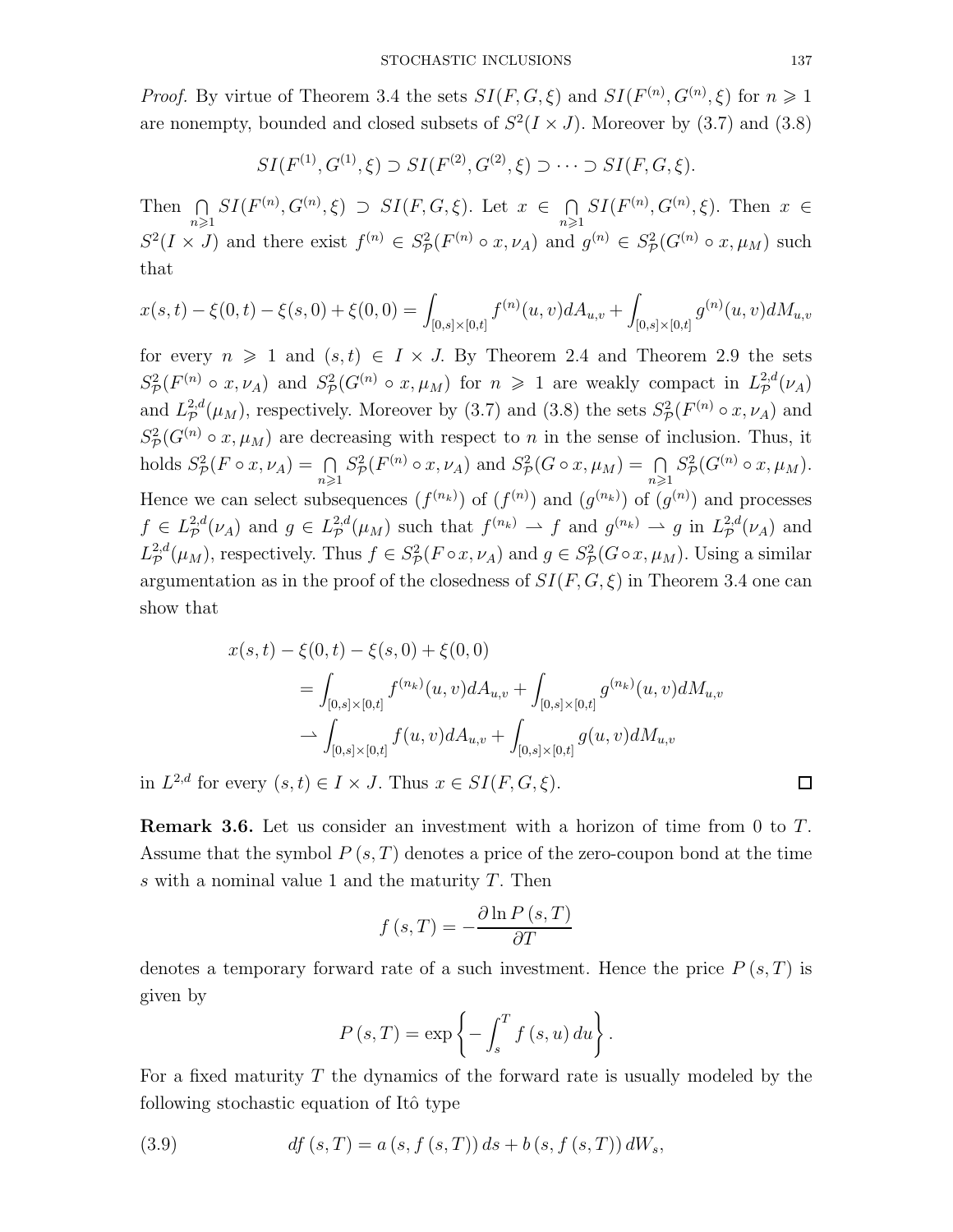*Proof.* By virtue of Theorem 3.4 the sets $SI(F,G,\xi)$ and $SI(F^{(n)},G^{(n)},\xi)$ for $n \geqslant 1$ are nonempty, bounded and closed subsets of $S^2(I\times J)$. Moreover by (3.7) and (3.8)

$$SI(F^{(1)},G^{(1)},\xi) \supset SI(F^{(2)},G^{(2)},\xi) \supset \cdots \supset SI(F,G,\xi).$$

Then $\bigcap_{n\geqslant 1} SI(F^{(n)},G^{(n)},\xi) \supset SI(F,G,\xi)$. Let $x \in \bigcap_{n\geqslant 1} SI(F^{(n)},G^{(n)},\xi)$. Then $x \in S^2(I\times J)$ and there exist $f^{(n)} \in S^2_{\mathcal{P}}(F^{(n)}\circ x,\nu_A)$ and $g^{(n)} \in S^2_{\mathcal{P}}(G^{(n)}\circ x,\mu_M)$ such that

$$x(s,t)-\xi(0,t)-\xi(s,0)+\xi(0,0) = \int_{[0,s]\times[0,t]} f^{(n)}(u,v)dA_{u,v} + \int_{[0,s]\times[0,t]} g^{(n)}(u,v)dM_{u,v}$$

for every $n \geqslant 1$ and $(s,t)\in I\times J$. By Theorem 2.4 and Theorem 2.9 the sets $S^2_{\mathcal{P}}(F^{(n)}\circ x,\nu_A)$ and $S^2_{\mathcal{P}}(G^{(n)}\circ x,\mu_M)$ for $n\geqslant 1$ are weakly compact in $L^{2,d}_{\mathcal{P}}(\nu_A)$ and $L^{2,d}_{\mathcal{P}}(\mu_M)$, respectively. Moreover by (3.7) and (3.8) the sets $S^2_{\mathcal{P}}(F^{(n)}\circ x,\nu_A)$ and $S^2_{\mathcal{P}}(G^{(n)}\circ x,\mu_M)$ are decreasing with respect to $n$ in the sense of inclusion. Thus, it holds $S^2_{\mathcal{P}}(F\circ x,\nu_A) = \bigcap_{n\geqslant 1} S^2_{\mathcal{P}}(F^{(n)}\circ x,\nu_A)$ and $S^2_{\mathcal{P}}(G\circ x,\mu_M) = \bigcap_{n\geqslant 1} S^2_{\mathcal{P}}(G^{(n)}\circ x,\mu_M)$. Hence we can select subsequences $(f^{(n_k)})$ of $(f^{(n)})$ and $(g^{(n_k)})$ of $(g^{(n)})$ and processes $f\in L^{2,d}_{\mathcal{P}}(\nu_A)$ and $g\in L^{2,d}_{\mathcal{P}}(\mu_M)$ such that $f^{(n_k)} \rightharpoonup f$ and $g^{(n_k)} \rightharpoonup g$ in $L^{2,d}_{\mathcal{P}}(\nu_A)$ and $L^{2,d}_{\mathcal{P}}(\mu_M)$, respectively. Thus $f\in S^2_{\mathcal{P}}(F\circ x,\nu_A)$ and $g\in S^2_{\mathcal{P}}(G\circ x,\mu_M)$. Using a similar argumentation as in the proof of the closedness of $SI(F,G,\xi)$ in Theorem 3.4 one can show that

$$\begin{aligned}
x(s,t)&-\xi(0,t)-\xi(s,0)+\xi(0,0)\\
&= \int_{[0,s]\times[0,t]} f^{(n_k)}(u,v)dA_{u,v} + \int_{[0,s]\times[0,t]} g^{(n_k)}(u,v)dM_{u,v}\\
&\rightharpoonup \int_{[0,s]\times[0,t]} f(u,v)dA_{u,v} + \int_{[0,s]\times[0,t]} g(u,v)dM_{u,v}
\end{aligned}$$

in $L^{2,d}$ for every $(s,t)\in I\times J$. Thus $x\in SI(F,G,\xi)$. ☐

**Remark 3.6.** Let us consider an investment with a horizon of time from 0 to $T$. Assume that the symbol $P(s,T)$ denotes a price of the zero-coupon bond at the time $s$ with a nominal value 1 and the maturity $T$. Then

$$f(s,T) = -\frac{\partial \ln P(s,T)}{\partial T}$$

denotes a temporary forward rate of a such investment. Hence the price $P(s,T)$ is given by

$$P(s,T) = \exp\left\{-\int_s^T f(s,u)\,du\right\}.$$

For a fixed maturity $T$ the dynamics of the forward rate is usually modeled by the following stochastic equation of Itô type

$$df(s,T) = a(s,f(s,T))\,ds + b(s,f(s,T))\,dW_s, \tag{3.9}$$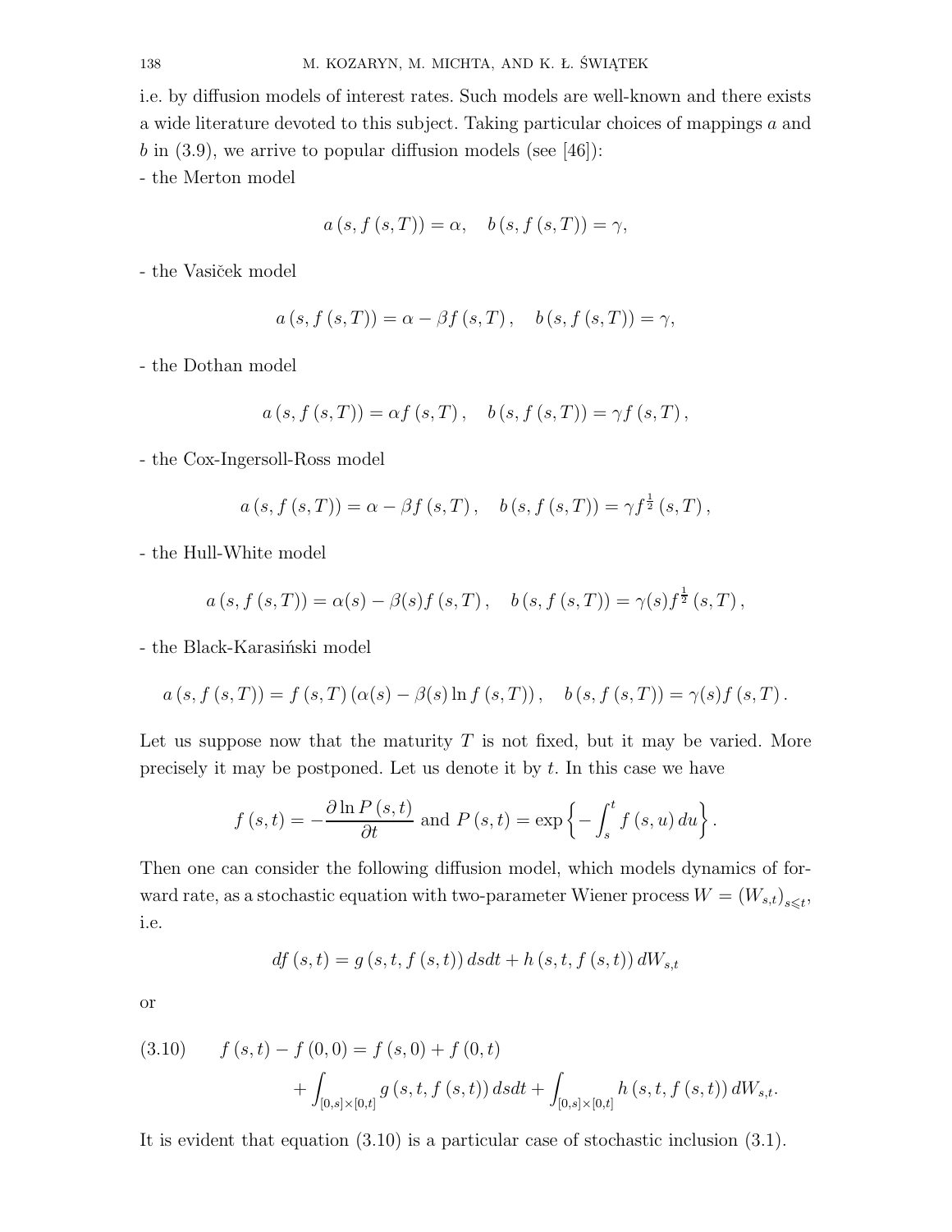i.e. by diffusion models of interest rates. Such models are well-known and there exists a wide literature devoted to this subject. Taking particular choices of mappings $a$ and $b$ in (3.9), we arrive to popular diffusion models (see [46]):

- the Merton model

$$a\left(s, f\left(s, T\right)\right) = \alpha, \quad b\left(s, f\left(s, T\right)\right) = \gamma,$$

- the Vasiček model

$$a\left(s, f\left(s, T\right)\right) = \alpha - \beta f\left(s, T\right), \quad b\left(s, f\left(s, T\right)\right) = \gamma,$$

- the Dothan model

$$a\left(s, f\left(s, T\right)\right) = \alpha f\left(s, T\right), \quad b\left(s, f\left(s, T\right)\right) = \gamma f\left(s, T\right),$$

- the Cox-Ingersoll-Ross model

$$a\left(s, f\left(s, T\right)\right) = \alpha - \beta f\left(s, T\right), \quad b\left(s, f\left(s, T\right)\right) = \gamma f^{\frac{1}{2}}\left(s, T\right),$$

- the Hull-White model

$$a\left(s, f\left(s, T\right)\right) = \alpha(s) - \beta(s) f\left(s, T\right), \quad b\left(s, f\left(s, T\right)\right) = \gamma(s) f^{\frac{1}{2}}\left(s, T\right),$$

- the Black-Karasiński model

$$a\left(s, f\left(s, T\right)\right) = f\left(s, T\right)\left(\alpha(s) - \beta(s) \ln f\left(s, T\right)\right), \quad b\left(s, f\left(s, T\right)\right) = \gamma(s) f\left(s, T\right).$$

Let us suppose now that the maturity $T$ is not fixed, but it may be varied. More precisely it may be postponed. Let us denote it by $t$. In this case we have

$$f\left(s, t\right) = -\frac{\partial \ln P\left(s, t\right)}{\partial t} \text{ and } P\left(s, t\right) = \exp\left\{-\int_s^t f\left(s, u\right) du\right\}.$$

Then one can consider the following diffusion model, which models dynamics of forward rate, as a stochastic equation with two-parameter Wiener process $W = \left(W_{s,t}\right)_{s \leqslant t}$, i.e.

$$df\left(s, t\right) = g\left(s, t, f\left(s, t\right)\right) ds dt + h\left(s, t, f\left(s, t\right)\right) dW_{s,t}$$

or

$$\begin{aligned}(3.10) \qquad f\left(s, t\right) - f\left(0, 0\right) &= f\left(s, 0\right) + f\left(0, t\right) \\ &+ \int_{[0,s]\times[0,t]} g\left(s, t, f\left(s, t\right)\right) ds dt + \int_{[0,s]\times[0,t]} h\left(s, t, f\left(s, t\right)\right) dW_{s,t}.\end{aligned}$$

It is evident that equation (3.10) is a particular case of stochastic inclusion (3.1).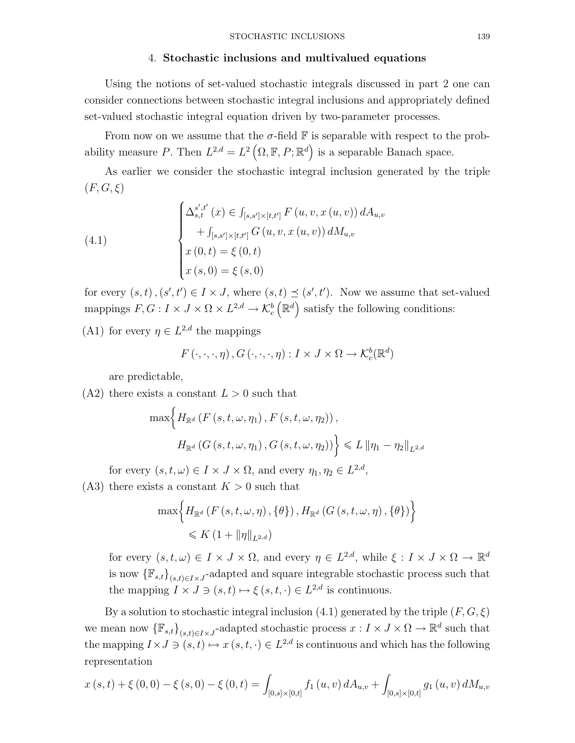## 4. **Stochastic inclusions and multivalued equations**

Using the notions of set-valued stochastic integrals discussed in part 2 one can consider connections between stochastic integral inclusions and appropriately defined set-valued stochastic integral equation driven by two-parameter processes.

From now on we assume that the $\sigma$-field $\mathbb{F}$ is separable with respect to the probability measure $P$. Then $L^{2,d} = L^2\left(\Omega, \mathbb{F}, P; \mathbb{R}^d\right)$ is a separable Banach space.

As earlier we consider the stochastic integral inclusion generated by the triple $(F, G, \xi)$

$$
\begin{cases}
\Delta_{s,t}^{s',t'}(x) \in \int_{[s,s']\times[t,t']} F\left(u, v, x\left(u,v\right)\right) dA_{u,v} \\
\quad + \int_{[s,s']\times[t,t']} G\left(u, v, x\left(u,v\right)\right) dM_{u,v} \\
x\left(0,t\right) = \xi\left(0,t\right) \\
x\left(s,0\right) = \xi\left(s,0\right)
\end{cases}
\tag{4.1}
$$

for every $(s,t), (s',t') \in I \times J$, where $(s,t) \preceq (s',t')$. Now we assume that set-valued mappings $F, G : I \times J \times \Omega \times L^{2,d} \to \mathcal{K}_c^b\left(\mathbb{R}^d\right)$ satisfy the following conditions:

(A1) for every $\eta \in L^{2,d}$ the mappings

$$
F\left(\cdot,\cdot,\cdot,\eta\right), G\left(\cdot,\cdot,\cdot,\eta\right) : I \times J \times \Omega \to \mathcal{K}_c^b(\mathbb{R}^d)
$$

are predictable,

(A2) there exists a constant $L > 0$ such that

$$
\max\Big\{ H_{\mathbb{R}^d}\left(F\left(s,t,\omega,\eta_1\right), F\left(s,t,\omega,\eta_2\right)\right), \\
H_{\mathbb{R}^d}\left(G\left(s,t,\omega,\eta_1\right), G\left(s,t,\omega,\eta_2\right)\right)\Big\} \leqslant L \left\|\eta_1 - \eta_2\right\|_{L^{2,d}}
$$

for every $(s,t,\omega) \in I \times J \times \Omega$, and every $\eta_1, \eta_2 \in L^{2,d}$,

(A3) there exists a constant $K > 0$ such that

$$
\max\Big\{ H_{\mathbb{R}^d}\left(F\left(s,t,\omega,\eta\right), \{\theta\}\right), H_{\mathbb{R}^d}\left(G\left(s,t,\omega,\eta\right), \{\theta\}\right)\Big\} \\
\leqslant K\left(1 + \|\eta\|_{L^{2,d}}\right)
$$

for every $(s,t,\omega) \in I \times J \times \Omega$, and every $\eta \in L^{2,d}$, while $\xi : I \times J \times \Omega \to \mathbb{R}^d$ is now $\{\mathbb{F}_{s,t}\}_{(s,t)\in I\times J}$-adapted and square integrable stochastic process such that the mapping $I \times J \ni (s,t) \mapsto \xi(s,t,\cdot) \in L^{2,d}$ is continuous.

By a solution to stochastic integral inclusion (4.1) generated by the triple $(F, G, \xi)$ we mean now $\{\mathbb{F}_{s,t}\}_{(s,t)\in I\times J}$-adapted stochastic process $x : I \times J \times \Omega \to \mathbb{R}^d$ such that the mapping $I \times J \ni (s,t) \mapsto x(s,t,\cdot) \in L^{2,d}$ is continuous and which has the following representation

$$
x\left(s,t\right) + \xi\left(0,0\right) - \xi\left(s,0\right) - \xi\left(0,t\right) = \int_{[0,s]\times[0,t]} f_1\left(u,v\right) dA_{u,v} + \int_{[0,s]\times[0,t]} g_1\left(u,v\right) dM_{u,v}
$$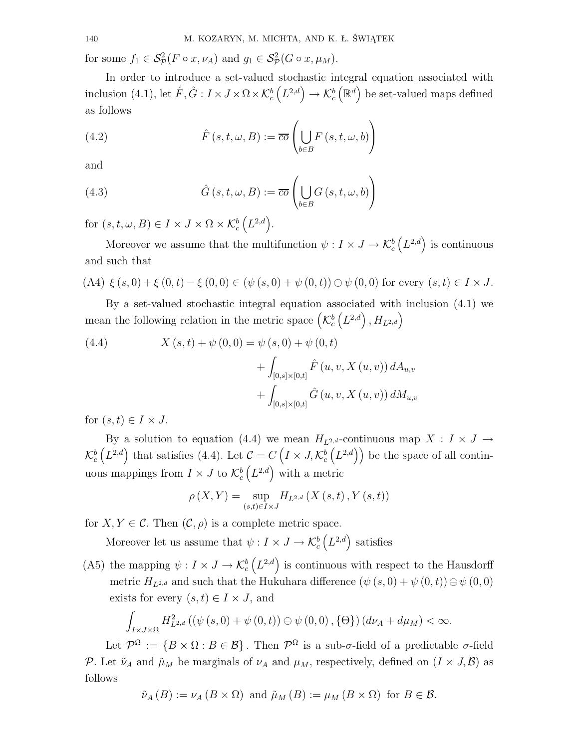for some $f_1 \in \mathcal{S}^2_{\mathcal{P}}(F \circ x, \nu_A)$ and $g_1 \in \mathcal{S}^2_{\mathcal{P}}(G \circ x, \mu_M)$.

In order to introduce a set-valued stochastic integral equation associated with inclusion (4.1), let $\hat{F}, \hat{G} : I \times J \times \Omega \times \mathcal{K}^b_c\left(L^{2,d}\right) \to \mathcal{K}^b_c\left(\mathbb{R}^d\right)$ be set-valued maps defined as follows

$$\hat{F}\left(s,t,\omega,B\right) := \overline{co}\left(\bigcup_{b \in B} F\left(s,t,\omega,b\right)\right) \tag{4.2}$$

and

$$\hat{G}\left(s,t,\omega,B\right) := \overline{co}\left(\bigcup_{b \in B} G\left(s,t,\omega,b\right)\right) \tag{4.3}$$

for $(s,t,\omega,B) \in I \times J \times \Omega \times \mathcal{K}^b_c\left(L^{2,d}\right)$.

Moreover we assume that the multifunction $\psi : I \times J \to \mathcal{K}^b_c\left(L^{2,d}\right)$ is continuous and such that

(A4) $\xi\left(s,0\right) + \xi\left(0,t\right) - \xi\left(0,0\right) \in \left(\psi\left(s,0\right) + \psi\left(0,t\right)\right) \ominus \psi\left(0,0\right)$ for every $(s,t) \in I \times J$.

By a set-valued stochastic integral equation associated with inclusion (4.1) we mean the following relation in the metric space $\left(\mathcal{K}^b_c\left(L^{2,d}\right), H_{L^{2,d}}\right)$

$$\begin{aligned} X\left(s,t\right) + \psi\left(0,0\right) = \psi\left(s,0\right) &+ \psi\left(0,t\right) \\ &+ \int_{[0,s]\times[0,t]} \hat{F}\left(u,v,X\left(u,v\right)\right) dA_{u,v} \\ &+ \int_{[0,s]\times[0,t]} \hat{G}\left(u,v,X\left(u,v\right)\right) dM_{u,v} \end{aligned} \tag{4.4}$$

for $(s,t) \in I \times J$.

By a solution to equation (4.4) we mean $H_{L^{2,d}}$-continuous map $X : I \times J \to \mathcal{K}^b_c\left(L^{2,d}\right)$ that satisfies (4.4). Let $\mathcal{C} = C\left(I \times J, \mathcal{K}^b_c\left(L^{2,d}\right)\right)$ be the space of all continuous mappings from $I \times J$ to $\mathcal{K}^b_c\left(L^{2,d}\right)$ with a metric

$$\rho\left(X,Y\right) = \sup_{(s,t) \in I \times J} H_{L^{2,d}}\left(X\left(s,t\right), Y\left(s,t\right)\right)$$

for $X, Y \in \mathcal{C}$. Then $(\mathcal{C}, \rho)$ is a complete metric space.

Moreover let us assume that $\psi : I \times J \to \mathcal{K}^b_c\left(L^{2,d}\right)$ satisfies

(A5) the mapping $\psi : I \times J \to \mathcal{K}^b_c\left(L^{2,d}\right)$ is continuous with respect to the Hausdorff metric $H_{L^{2,d}}$ and such that the Hukuhara difference $\left(\psi\left(s,0\right) + \psi\left(0,t\right)\right) \ominus \psi\left(0,0\right)$ exists for every $(s,t) \in I \times J$, and

$$\int_{I \times J \times \Omega} H^2_{L^{2,d}}\left(\left(\psi\left(s,0\right) + \psi\left(0,t\right)\right) \ominus \psi\left(0,0\right), \{\Theta\}\right) \left(d\nu_A + d\mu_M\right) < \infty.$$

Let $\mathcal{P}^\Omega := \{B \times \Omega : B \in \mathcal{B}\}$. Then $\mathcal{P}^\Omega$ is a sub-$\sigma$-field of a predictable $\sigma$-field $\mathcal{P}$. Let $\tilde{\nu}_A$ and $\tilde{\mu}_M$ be marginals of $\nu_A$ and $\mu_M$, respectively, defined on $(I \times J, \mathcal{B})$ as follows

$$\tilde{\nu}_A\left(B\right) := \nu_A\left(B \times \Omega\right) \text{ and } \tilde{\mu}_M\left(B\right) := \mu_M\left(B \times \Omega\right) \text{ for } B \in \mathcal{B}.$$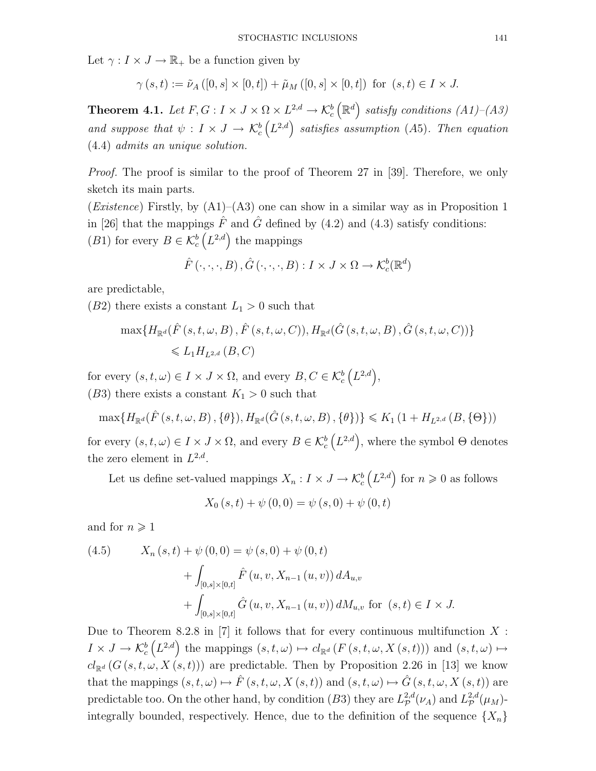Let $\gamma : I \times J \to \mathbb{R}_+$ be a function given by

$$\gamma(s,t) := \tilde{\nu}_A([0,s] \times [0,t]) + \tilde{\mu}_M([0,s] \times [0,t]) \text{ for } (s,t) \in I \times J.$$

**Theorem 4.1.** *Let $F, G : I \times J \times \Omega \times L^{2,d} \to \mathcal{K}_c^b(\mathbb{R}^d)$ satisfy conditions (A1)–(A3) and suppose that $\psi : I \times J \to \mathcal{K}_c^b(L^{2,d})$ satisfies assumption (A5). Then equation (4.4) admits an unique solution.*

*Proof.* The proof is similar to the proof of Theorem 27 in [39]. Therefore, we only sketch its main parts.

(*Existence*) Firstly, by (A1)–(A3) one can show in a similar way as in Proposition 1 in [26] that the mappings $\hat{F}$ and $\hat{G}$ defined by (4.2) and (4.3) satisfy conditions:

$(B1)$ for every $B \in \mathcal{K}_c^b(L^{2,d})$ the mappings

$$\hat{F}(\cdot,\cdot,\cdot,B), \hat{G}(\cdot,\cdot,\cdot,B) : I \times J \times \Omega \to \mathcal{K}_c^b(\mathbb{R}^d)$$

are predictable,

$(B2)$ there exists a constant $L_1 > 0$ such that

$$\max\{H_{\mathbb{R}^d}(\hat{F}(s,t,\omega,B), \hat{F}(s,t,\omega,C)), H_{\mathbb{R}^d}(\hat{G}(s,t,\omega,B), \hat{G}(s,t,\omega,C))\}$$
$$\leqslant L_1 H_{L^{2,d}}(B,C)$$

for every $(s,t,\omega) \in I \times J \times \Omega$, and every $B, C \in \mathcal{K}_c^b(L^{2,d})$,

$(B3)$ there exists a constant $K_1 > 0$ such that

$$\max\{H_{\mathbb{R}^d}(\hat{F}(s,t,\omega,B), \{\theta\}), H_{\mathbb{R}^d}(\hat{G}(s,t,\omega,B), \{\theta\})\} \leqslant K_1(1 + H_{L^{2,d}}(B, \{\Theta\}))$$

for every $(s,t,\omega) \in I \times J \times \Omega$, and every $B \in \mathcal{K}_c^b(L^{2,d})$, where the symbol $\Theta$ denotes the zero element in $L^{2,d}$.

Let us define set-valued mappings $X_n : I \times J \to \mathcal{K}_c^b(L^{2,d})$ for $n \geqslant 0$ as follows

$$X_0(s,t) + \psi(0,0) = \psi(s,0) + \psi(0,t)$$

and for $n \geqslant 1$

$$\begin{aligned}
(4.5) \qquad X_n(s,t) + \psi(0,0) &= \psi(s,0) + \psi(0,t) \\
&+ \int_{[0,s]\times[0,t]} \hat{F}(u,v,X_{n-1}(u,v))\, dA_{u,v} \\
&+ \int_{[0,s]\times[0,t]} \hat{G}(u,v,X_{n-1}(u,v))\, dM_{u,v} \text{ for } (s,t) \in I \times J.
\end{aligned}$$

Due to Theorem 8.2.8 in [7] it follows that for every continuous multifunction $X : I \times J \to \mathcal{K}_c^b(L^{2,d})$ the mappings $(s,t,\omega) \mapsto cl_{\mathbb{R}^d}(F(s,t,\omega,X(s,t)))$ and $(s,t,\omega) \mapsto cl_{\mathbb{R}^d}(G(s,t,\omega,X(s,t)))$ are predictable. Then by Proposition 2.26 in [13] we know that the mappings $(s,t,\omega) \mapsto \hat{F}(s,t,\omega,X(s,t))$ and $(s,t,\omega) \mapsto \hat{G}(s,t,\omega,X(s,t))$ are predictable too. On the other hand, by condition $(B3)$ they are $L^{2,d}_{\mathcal{P}}(\nu_A)$ and $L^{2,d}_{\mathcal{P}}(\mu_M)$-integrally bounded, respectively. Hence, due to the definition of the sequence $\{X_n\}$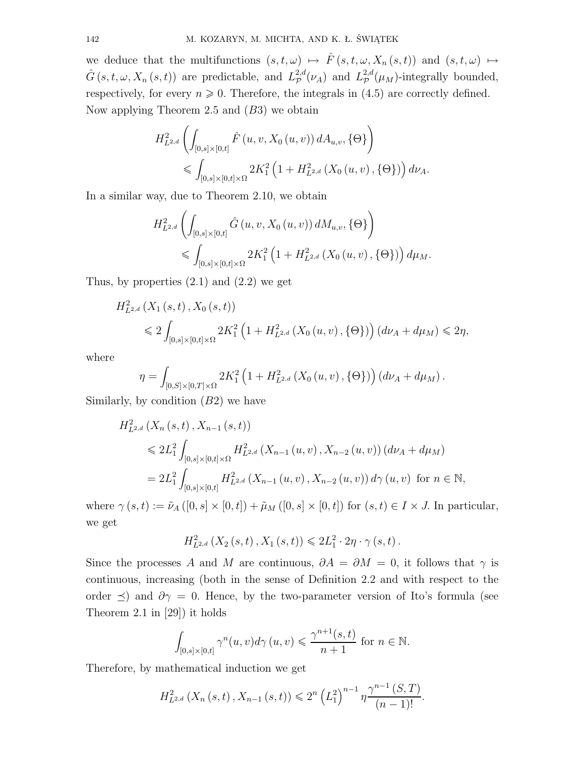we deduce that the multifunctions $(s,t,\omega) \mapsto \hat{F}(s,t,\omega,X_n(s,t))$ and $(s,t,\omega) \mapsto \hat{G}(s,t,\omega,X_n(s,t))$ are predictable, and $L^{2,d}_{\mathcal{P}}(\nu_A)$ and $L^{2,d}_{\mathcal{P}}(\mu_M)$-integrally bounded, respectively, for every $n \geqslant 0$. Therefore, the integrals in (4.5) are correctly defined. Now applying Theorem 2.5 and $(B3)$ we obtain

$$H^2_{L^{2,d}}\left(\int_{[0,s]\times[0,t]} \hat{F}(u,v,X_0(u,v))\, dA_{u,v}, \{\Theta\}\right) \leqslant \int_{[0,s]\times[0,t]\times\Omega} 2K_1^2\left(1 + H^2_{L^{2,d}}(X_0(u,v), \{\Theta\})\right) d\nu_A.$$

In a similar way, due to Theorem 2.10, we obtain

$$H^2_{L^{2,d}}\left(\int_{[0,s]\times[0,t]} \hat{G}(u,v,X_0(u,v))\, dM_{u,v}, \{\Theta\}\right) \leqslant \int_{[0,s]\times[0,t]\times\Omega} 2K_1^2\left(1 + H^2_{L^{2,d}}(X_0(u,v), \{\Theta\})\right) d\mu_M.$$

Thus, by properties (2.1) and (2.2) we get

$$H^2_{L^{2,d}}(X_1(s,t), X_0(s,t)) \leqslant 2\int_{[0,s]\times[0,t]\times\Omega} 2K_1^2\left(1 + H^2_{L^{2,d}}(X_0(u,v), \{\Theta\})\right)(d\nu_A + d\mu_M) \leqslant 2\eta,$$

where

$$\eta = \int_{[0,S]\times[0,T]\times\Omega} 2K_1^2\left(1 + H^2_{L^{2,d}}(X_0(u,v), \{\Theta\})\right)(d\nu_A + d\mu_M).$$

Similarly, by condition $(B2)$ we have

$$\begin{aligned} H^2_{L^{2,d}}&(X_n(s,t), X_{n-1}(s,t)) \\ &\leqslant 2L_1^2 \int_{[0,s]\times[0,t]\times\Omega} H^2_{L^{2,d}}(X_{n-1}(u,v), X_{n-2}(u,v))(d\nu_A + d\mu_M) \\ &= 2L_1^2 \int_{[0,s]\times[0,t]} H^2_{L^{2,d}}(X_{n-1}(u,v), X_{n-2}(u,v))\, d\gamma(u,v) \text{ for } n \in \mathbb{N}, \end{aligned}$$

where $\gamma(s,t) := \tilde{\nu}_A([0,s]\times[0,t]) + \tilde{\mu}_M([0,s]\times[0,t])$ for $(s,t) \in I \times J$. In particular, we get

$$H^2_{L^{2,d}}(X_2(s,t), X_1(s,t)) \leqslant 2L_1^2 \cdot 2\eta \cdot \gamma(s,t).$$

Since the processes $A$ and $M$ are continuous, $\partial A = \partial M = 0$, it follows that $\gamma$ is continuous, increasing (both in the sense of Definition 2.2 and with respect to the order $\preceq$) and $\partial\gamma = 0$. Hence, by the two-parameter version of Ito's formula (see Theorem 2.1 in [29]) it holds

$$\int_{[0,s]\times[0,t]} \gamma^n(u,v) d\gamma(u,v) \leqslant \frac{\gamma^{n+1}(s,t)}{n+1} \text{ for } n \in \mathbb{N}.$$

Therefore, by mathematical induction we get

$$H^2_{L^{2,d}}(X_n(s,t), X_{n-1}(s,t)) \leqslant 2^n \left(L_1^2\right)^{n-1} \eta \frac{\gamma^{n-1}(S,T)}{(n-1)!}.$$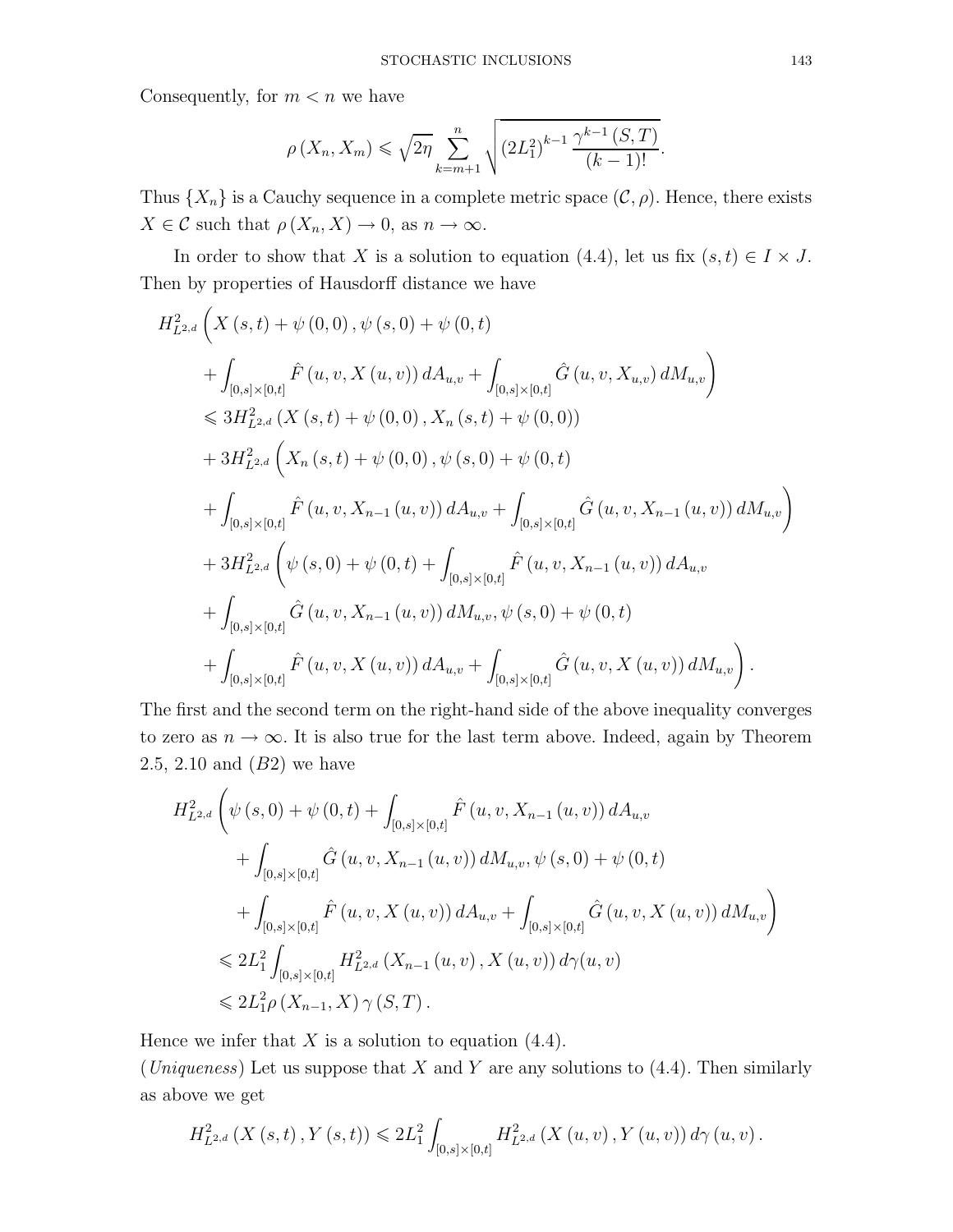Consequently, for $m < n$ we have

$$\rho\left(X_n, X_m\right) \leqslant \sqrt{2\eta} \sum_{k=m+1}^{n} \sqrt{\left(2L_1^2\right)^{k-1} \frac{\gamma^{k-1}\left(S, T\right)}{(k-1)!}}.$$

Thus $\{X_n\}$ is a Cauchy sequence in a complete metric space $(\mathcal{C}, \rho)$. Hence, there exists $X \in \mathcal{C}$ such that $\rho\left(X_n, X\right) \to 0$, as $n \to \infty$.

In order to show that $X$ is a solution to equation (4.4), let us fix $(s,t) \in I \times J$. Then by properties of Hausdorff distance we have

$$\begin{aligned}
&H^2_{L^{2,d}}\bigg(X\left(s,t\right) + \psi\left(0,0\right), \psi\left(s,0\right) + \psi\left(0,t\right) \\
&\quad + \int_{[0,s]\times[0,t]} \hat{F}\left(u,v,X\left(u,v\right)\right) dA_{u,v} + \int_{[0,s]\times[0,t]} \hat{G}\left(u,v,X_{u,v}\right) dM_{u,v}\bigg) \\
&\leqslant 3H^2_{L^{2,d}}\left(X\left(s,t\right) + \psi\left(0,0\right), X_n\left(s,t\right) + \psi\left(0,0\right)\right) \\
&\quad + 3H^2_{L^{2,d}}\bigg(X_n\left(s,t\right) + \psi\left(0,0\right), \psi\left(s,0\right) + \psi\left(0,t\right) \\
&\quad + \int_{[0,s]\times[0,t]} \hat{F}\left(u,v,X_{n-1}\left(u,v\right)\right) dA_{u,v} + \int_{[0,s]\times[0,t]} \hat{G}\left(u,v,X_{n-1}\left(u,v\right)\right) dM_{u,v}\bigg) \\
&\quad + 3H^2_{L^{2,d}}\bigg(\psi\left(s,0\right) + \psi\left(0,t\right) + \int_{[0,s]\times[0,t]} \hat{F}\left(u,v,X_{n-1}\left(u,v\right)\right) dA_{u,v} \\
&\quad + \int_{[0,s]\times[0,t]} \hat{G}\left(u,v,X_{n-1}\left(u,v\right)\right) dM_{u,v}, \psi\left(s,0\right) + \psi\left(0,t\right) \\
&\quad + \int_{[0,s]\times[0,t]} \hat{F}\left(u,v,X\left(u,v\right)\right) dA_{u,v} + \int_{[0,s]\times[0,t]} \hat{G}\left(u,v,X\left(u,v\right)\right) dM_{u,v}\bigg).
\end{aligned}$$

The first and the second term on the right-hand side of the above inequality converges to zero as $n \to \infty$. It is also true for the last term above. Indeed, again by Theorem 2.5, 2.10 and $(B2)$ we have

$$\begin{aligned}
H^2_{L^{2,d}}&\bigg(\psi\left(s,0\right) + \psi\left(0,t\right) + \int_{[0,s]\times[0,t]} \hat{F}\left(u,v,X_{n-1}\left(u,v\right)\right) dA_{u,v} \\
&\quad + \int_{[0,s]\times[0,t]} \hat{G}\left(u,v,X_{n-1}\left(u,v\right)\right) dM_{u,v}, \psi\left(s,0\right) + \psi\left(0,t\right) \\
&\quad + \int_{[0,s]\times[0,t]} \hat{F}\left(u,v,X\left(u,v\right)\right) dA_{u,v} + \int_{[0,s]\times[0,t]} \hat{G}\left(u,v,X\left(u,v\right)\right) dM_{u,v}\bigg) \\
&\leqslant 2L_1^2 \int_{[0,s]\times[0,t]} H^2_{L^{2,d}}\left(X_{n-1}\left(u,v\right), X\left(u,v\right)\right) d\gamma(u,v) \\
&\leqslant 2L_1^2 \rho\left(X_{n-1}, X\right) \gamma\left(S,T\right).
\end{aligned}$$

Hence we infer that $X$ is a solution to equation (4.4).

(*Uniqueness*) Let us suppose that $X$ and $Y$ are any solutions to (4.4). Then similarly as above we get

$$H^2_{L^{2,d}}\left(X\left(s,t\right), Y\left(s,t\right)\right) \leqslant 2L_1^2 \int_{[0,s]\times[0,t]} H^2_{L^{2,d}}\left(X\left(u,v\right), Y\left(u,v\right)\right) d\gamma\left(u,v\right).$$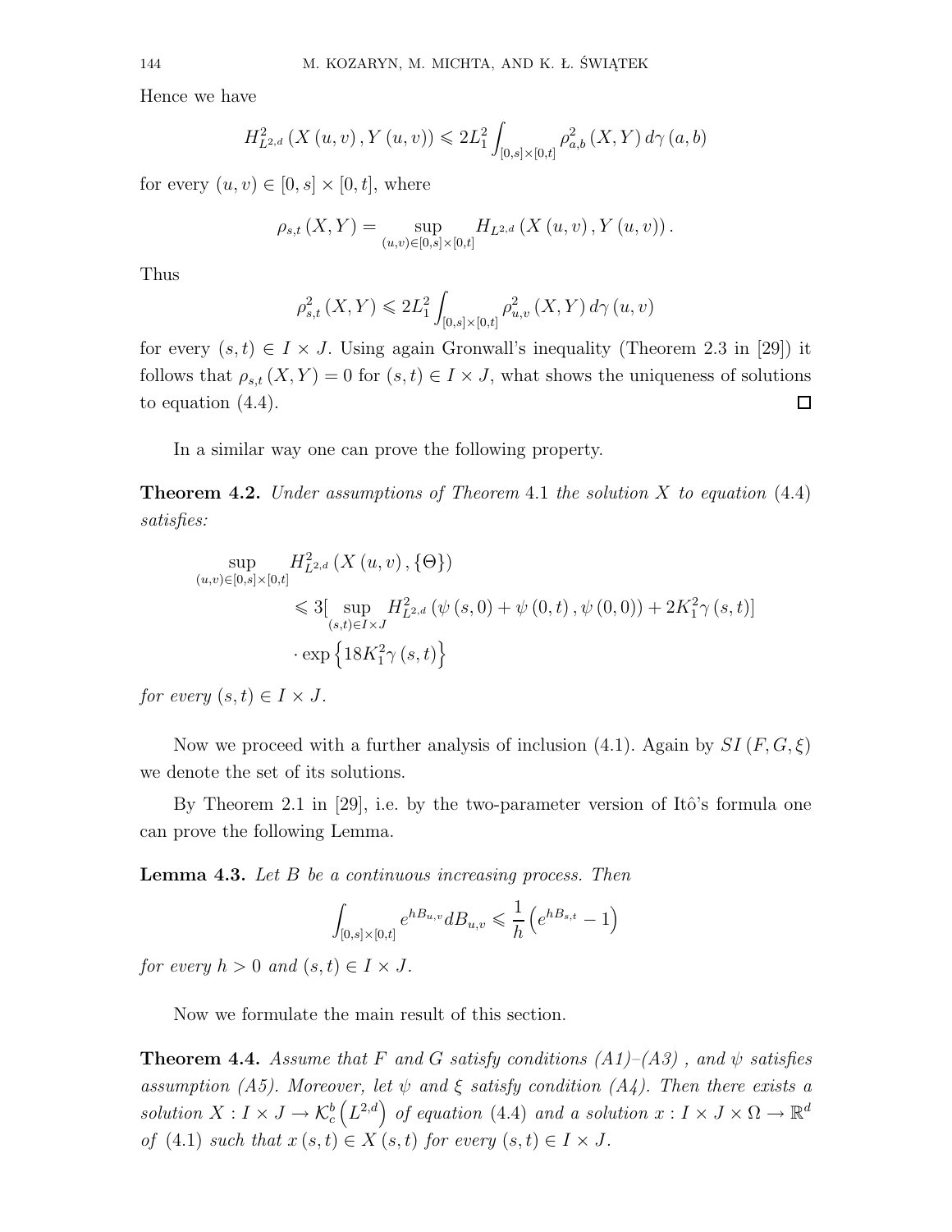Hence we have

$$H_{L^{2,d}}^{2}\left(X\left(u,v\right),Y\left(u,v\right)\right)\leqslant 2L_{1}^{2}\int_{[0,s]\times[0,t]}\rho_{a,b}^{2}\left(X,Y\right)d\gamma\left(a,b\right)$$

for every $(u,v)\in[0,s]\times[0,t]$, where

$$\rho_{s,t}\left(X,Y\right)=\sup_{(u,v)\in[0,s]\times[0,t]}H_{L^{2,d}}\left(X\left(u,v\right),Y\left(u,v\right)\right).$$

Thus

$$\rho_{s,t}^{2}\left(X,Y\right)\leqslant 2L_{1}^{2}\int_{[0,s]\times[0,t]}\rho_{u,v}^{2}\left(X,Y\right)d\gamma\left(u,v\right)$$

for every $(s,t)\in I\times J$. Using again Gronwall's inequality (Theorem 2.3 in [29]) it follows that $\rho_{s,t}(X,Y)=0$ for $(s,t)\in I\times J$, what shows the uniqueness of solutions to equation (4.4). □

In a similar way one can prove the following property.

**Theorem 4.2.** *Under assumptions of Theorem* 4.1 *the solution $X$ to equation* (4.4) *satisfies:*

$$\begin{aligned}\sup_{(u,v)\in[0,s]\times[0,t]}&H_{L^{2,d}}^{2}\left(X\left(u,v\right),\{\Theta\}\right)\\&\leqslant 3[\sup_{(s,t)\in I\times J}H_{L^{2,d}}^{2}\left(\psi\left(s,0\right)+\psi\left(0,t\right),\psi\left(0,0\right)\right)+2K_{1}^{2}\gamma\left(s,t\right)]\\&\cdot\exp\left\{18K_{1}^{2}\gamma\left(s,t\right)\right\}\end{aligned}$$

*for every $(s,t)\in I\times J$.*

Now we proceed with a further analysis of inclusion (4.1). Again by $SI(F,G,\xi)$ we denote the set of its solutions.

By Theorem 2.1 in [29], i.e. by the two-parameter version of Itô's formula one can prove the following Lemma.

**Lemma 4.3.** *Let $B$ be a continuous increasing process. Then*

$$\int_{[0,s]\times[0,t]}e^{hB_{u,v}}dB_{u,v}\leqslant\frac{1}{h}\left(e^{hB_{s,t}}-1\right)$$

*for every $h>0$ and $(s,t)\in I\times J$.*

Now we formulate the main result of this section.

**Theorem 4.4.** *Assume that $F$ and $G$ satisfy conditions (A1)–(A3) , and $\psi$ satisfies assumption (A5). Moreover, let $\psi$ and $\xi$ satisfy condition (A4). Then there exists a solution $X:I\times J\to\mathcal{K}_{c}^{b}\left(L^{2,d}\right)$ of equation* (4.4) *and a solution $x:I\times J\times\Omega\to\mathbb{R}^{d}$ of* (4.1) *such that $x(s,t)\in X(s,t)$ for every $(s,t)\in I\times J$.*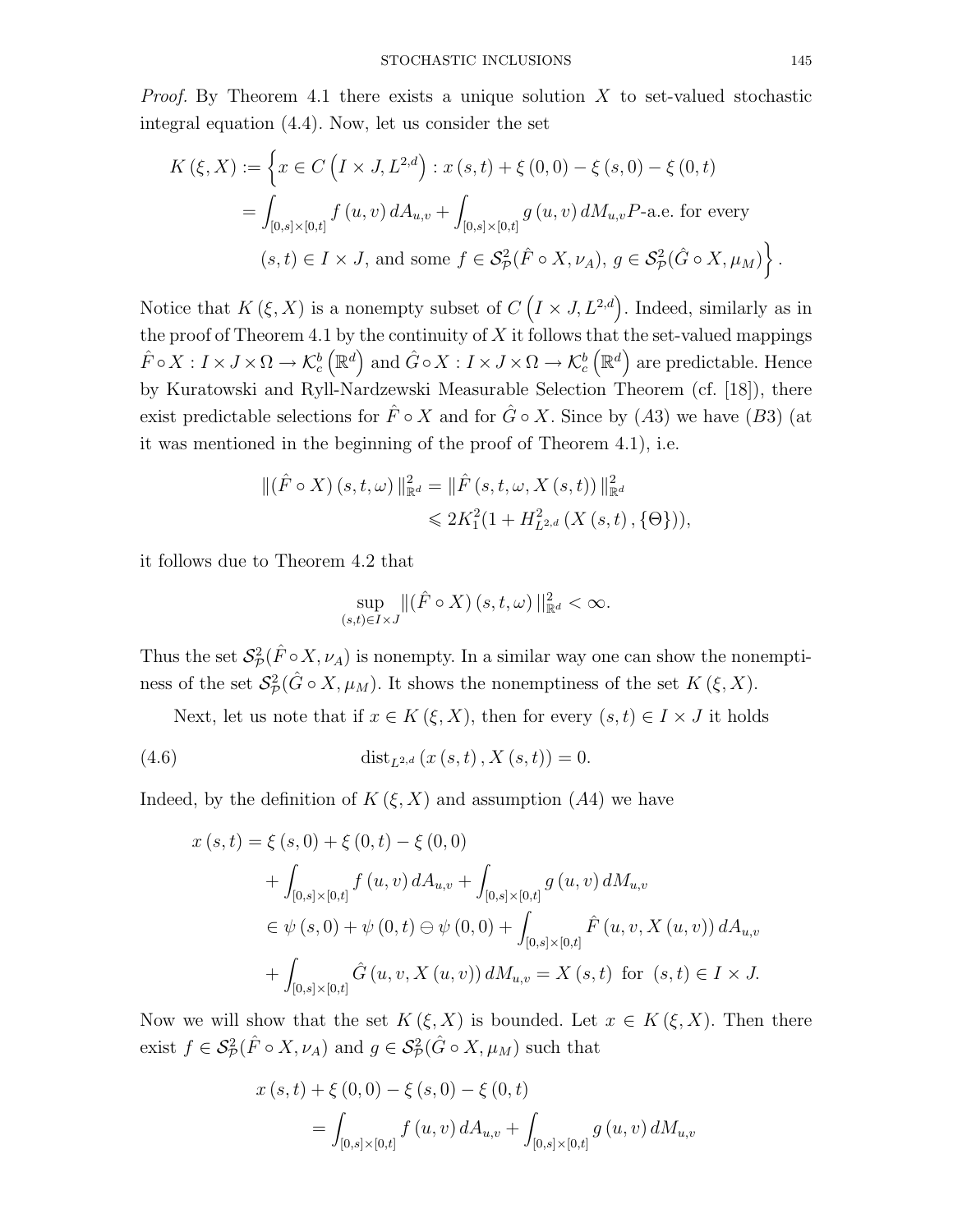*Proof.* By Theorem 4.1 there exists a unique solution $X$ to set-valued stochastic integral equation (4.4). Now, let us consider the set

$$
\begin{aligned}
K(\xi, X) := \Big\{ x \in C\left(I \times J, L^{2,d}\right) : x(s,t) + \xi(0,0) - \xi(s,0) - \xi(0,t) \\
= \int_{[0,s]\times[0,t]} f(u,v)\, dA_{u,v} + \int_{[0,s]\times[0,t]} g(u,v)\, dM_{u,v} P\text{-a.e. for every} \\
(s,t) \in I \times J, \text{ and some } f \in \mathcal{S}^2_{\mathcal{P}}(\hat{F} \circ X, \nu_A),\ g \in \mathcal{S}^2_{\mathcal{P}}(\hat{G} \circ X, \mu_M) \Big\}.
\end{aligned}
$$

Notice that $K(\xi, X)$ is a nonempty subset of $C\left(I \times J, L^{2,d}\right)$. Indeed, similarly as in the proof of Theorem 4.1 by the continuity of $X$ it follows that the set-valued mappings $\hat{F} \circ X : I \times J \times \Omega \to \mathcal{K}^b_c\left(\mathbb{R}^d\right)$ and $\hat{G} \circ X : I \times J \times \Omega \to \mathcal{K}^b_c\left(\mathbb{R}^d\right)$ are predictable. Hence by Kuratowski and Ryll-Nardzewski Measurable Selection Theorem (cf. [18]), there exist predictable selections for $\hat{F} \circ X$ and for $\hat{G} \circ X$. Since by $(A3)$ we have $(B3)$ (at it was mentioned in the beginning of the proof of Theorem 4.1), i.e.

$$
\begin{aligned}
\|(\hat{F} \circ X)(s,t,\omega)\|^2_{\mathbb{R}^d} &= \|\hat{F}(s,t,\omega, X(s,t))\|^2_{\mathbb{R}^d} \\
&\leqslant 2K_1^2(1 + H^2_{L^{2,d}}(X(s,t), \{\Theta\})),
\end{aligned}
$$

it follows due to Theorem 4.2 that

$$
\sup_{(s,t)\in I\times J} \|(\hat{F} \circ X)(s,t,\omega)\|^2_{\mathbb{R}^d} < \infty.
$$

Thus the set $\mathcal{S}^2_{\mathcal{P}}(\hat{F} \circ X, \nu_A)$ is nonempty. In a similar way one can show the nonemptiness of the set $\mathcal{S}^2_{\mathcal{P}}(\hat{G} \circ X, \mu_M)$. It shows the nonemptiness of the set $K(\xi, X)$.

Next, let us note that if $x \in K(\xi, X)$, then for every $(s,t) \in I \times J$ it holds

$$
\operatorname{dist}_{L^{2,d}}(x(s,t), X(s,t)) = 0. \tag{4.6}
$$

Indeed, by the definition of $K(\xi, X)$ and assumption $(A4)$ we have

$$
\begin{aligned}
x(s,t) &= \xi(s,0) + \xi(0,t) - \xi(0,0) \\
&\quad + \int_{[0,s]\times[0,t]} f(u,v)\, dA_{u,v} + \int_{[0,s]\times[0,t]} g(u,v)\, dM_{u,v} \\
&\in \psi(s,0) + \psi(0,t) \ominus \psi(0,0) + \int_{[0,s]\times[0,t]} \hat{F}(u,v,X(u,v))\, dA_{u,v} \\
&\quad + \int_{[0,s]\times[0,t]} \hat{G}(u,v,X(u,v))\, dM_{u,v} = X(s,t) \ \text{ for } \ (s,t) \in I \times J.
\end{aligned}
$$

Now we will show that the set $K(\xi, X)$ is bounded. Let $x \in K(\xi, X)$. Then there exist $f \in \mathcal{S}^2_{\mathcal{P}}(\hat{F} \circ X, \nu_A)$ and $g \in \mathcal{S}^2_{\mathcal{P}}(\hat{G} \circ X, \mu_M)$ such that

$$
\begin{aligned}
x(s,t) &+ \xi(0,0) - \xi(s,0) - \xi(0,t) \\
&= \int_{[0,s]\times[0,t]} f(u,v)\, dA_{u,v} + \int_{[0,s]\times[0,t]} g(u,v)\, dM_{u,v}
\end{aligned}
$$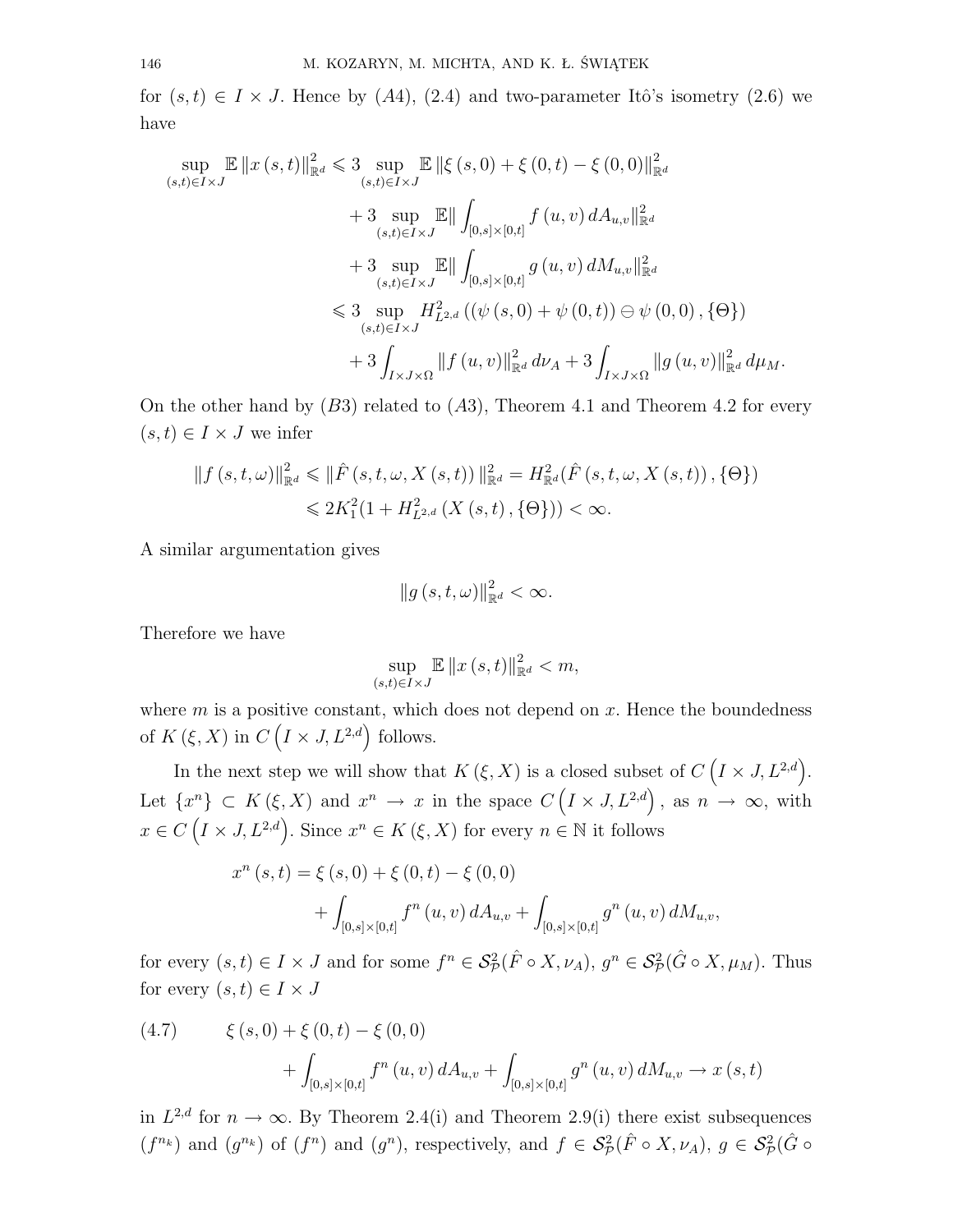for $(s,t) \in I \times J$. Hence by $(A4)$, (2.4) and two-parameter Itô's isometry (2.6) we have

$$
\begin{aligned}
\sup_{(s,t)\in I\times J} \mathbb{E}\left\|x(s,t)\right\|_{\mathbb{R}^d}^2 &\leqslant 3 \sup_{(s,t)\in I\times J} \mathbb{E}\left\|\xi(s,0)+\xi(0,t)-\xi(0,0)\right\|_{\mathbb{R}^d}^2 \\
&\quad + 3 \sup_{(s,t)\in I\times J} \mathbb{E}\Big\|\int_{[0,s]\times[0,t]} f(u,v)\, dA_{u,v}\Big\|_{\mathbb{R}^d}^2 \\
&\quad + 3 \sup_{(s,t)\in I\times J} \mathbb{E}\Big\|\int_{[0,s]\times[0,t]} g(u,v)\, dM_{u,v}\Big\|_{\mathbb{R}^d}^2 \\
&\leqslant 3 \sup_{(s,t)\in I\times J} H_{L^{2,d}}^2\left(\left(\psi(s,0)+\psi(0,t)\right)\ominus\psi(0,0),\{\Theta\}\right) \\
&\quad + 3\int_{I\times J\times\Omega} \left\|f(u,v)\right\|_{\mathbb{R}^d}^2 d\nu_A + 3\int_{I\times J\times\Omega} \left\|g(u,v)\right\|_{\mathbb{R}^d}^2 d\mu_M.
\end{aligned}
$$

On the other hand by $(B3)$ related to $(A3)$, Theorem 4.1 and Theorem 4.2 for every $(s,t) \in I \times J$ we infer

$$
\begin{aligned}
\left\|f(s,t,\omega)\right\|_{\mathbb{R}^d}^2 &\leqslant \|\hat{F}(s,t,\omega,X(s,t))\|_{\mathbb{R}^d}^2 = H_{\mathbb{R}^d}^2(\hat{F}(s,t,\omega,X(s,t)),\{\Theta\}) \\
&\leqslant 2K_1^2(1+H_{L^{2,d}}^2(X(s,t),\{\Theta\})) < \infty.
\end{aligned}
$$

A similar argumentation gives

$$
\left\|g(s,t,\omega)\right\|_{\mathbb{R}^d}^2 < \infty.
$$

Therefore we have

$$
\sup_{(s,t)\in I\times J} \mathbb{E}\left\|x(s,t)\right\|_{\mathbb{R}^d}^2 < m,
$$

where $m$ is a positive constant, which does not depend on $x$. Hence the boundedness of $K(\xi,X)$ in $C\left(I\times J, L^{2,d}\right)$ follows.

In the next step we will show that $K(\xi,X)$ is a closed subset of $C\left(I\times J, L^{2,d}\right)$. Let $\{x^n\} \subset K(\xi,X)$ and $x^n \to x$ in the space $C\left(I\times J, L^{2,d}\right)$, as $n\to\infty$, with $x \in C\left(I\times J, L^{2,d}\right)$. Since $x^n \in K(\xi,X)$ for every $n\in\mathbb{N}$ it follows

$$
\begin{aligned}
x^n(s,t) &= \xi(s,0)+\xi(0,t)-\xi(0,0) \\
&\quad + \int_{[0,s]\times[0,t]} f^n(u,v)\, dA_{u,v} + \int_{[0,s]\times[0,t]} g^n(u,v)\, dM_{u,v},
\end{aligned}
$$

for every $(s,t)\in I\times J$ and for some $f^n \in \mathcal{S}^2_{\mathcal{P}}(\hat{F}\circ X,\nu_A)$, $g^n \in \mathcal{S}^2_{\mathcal{P}}(\hat{G}\circ X,\mu_M)$. Thus for every $(s,t)\in I\times J$

$$
\begin{aligned}
(4.7)\qquad &\xi(s,0)+\xi(0,t)-\xi(0,0) \\
&\quad + \int_{[0,s]\times[0,t]} f^n(u,v)\, dA_{u,v} + \int_{[0,s]\times[0,t]} g^n(u,v)\, dM_{u,v} \to x(s,t)
\end{aligned}
$$

in $L^{2,d}$ for $n\to\infty$. By Theorem 2.4(i) and Theorem 2.9(i) there exist subsequences $(f^{n_k})$ and $(g^{n_k})$ of $(f^n)$ and $(g^n)$, respectively, and $f \in \mathcal{S}^2_{\mathcal{P}}(\hat{F}\circ X,\nu_A)$, $g \in \mathcal{S}^2_{\mathcal{P}}(\hat{G}\circ$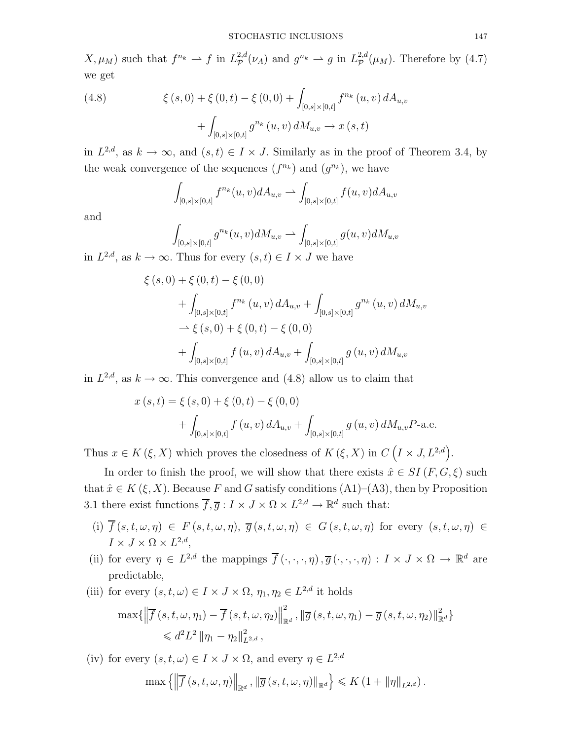$X, \mu_M)$ such that $f^{n_k} \rightharpoonup f$ in $L^{2,d}_{\mathcal{P}}(\nu_A)$ and $g^{n_k} \rightharpoonup g$ in $L^{2,d}_{\mathcal{P}}(\mu_M)$. Therefore by (4.7) we get

$$\xi(s,0) + \xi(0,t) - \xi(0,0) + \int_{[0,s]\times[0,t]} f^{n_k}(u,v)\,dA_{u,v} + \int_{[0,s]\times[0,t]} g^{n_k}(u,v)\,dM_{u,v} \to x(s,t) \tag{4.8}$$

in $L^{2,d}$, as $k \to \infty$, and $(s,t) \in I \times J$. Similarly as in the proof of Theorem 3.4, by the weak convergence of the sequences $(f^{n_k})$ and $(g^{n_k})$, we have

$$\int_{[0,s]\times[0,t]} f^{n_k}(u,v)dA_{u,v} \rightharpoonup \int_{[0,s]\times[0,t]} f(u,v)dA_{u,v}$$

and

$$\int_{[0,s]\times[0,t]} g^{n_k}(u,v)dM_{u,v} \rightharpoonup \int_{[0,s]\times[0,t]} g(u,v)dM_{u,v}$$

in $L^{2,d}$, as $k \to \infty$. Thus for every $(s,t) \in I \times J$ we have

$$\begin{aligned}
&\xi(s,0) + \xi(0,t) - \xi(0,0) \\
&\quad + \int_{[0,s]\times[0,t]} f^{n_k}(u,v)\,dA_{u,v} + \int_{[0,s]\times[0,t]} g^{n_k}(u,v)\,dM_{u,v} \\
&\quad \rightharpoonup \xi(s,0) + \xi(0,t) - \xi(0,0) \\
&\quad + \int_{[0,s]\times[0,t]} f(u,v)\,dA_{u,v} + \int_{[0,s]\times[0,t]} g(u,v)\,dM_{u,v}
\end{aligned}$$

in $L^{2,d}$, as $k \to \infty$. This convergence and (4.8) allow us to claim that

$$\begin{aligned}
x(s,t) &= \xi(s,0) + \xi(0,t) - \xi(0,0) \\
&\quad + \int_{[0,s]\times[0,t]} f(u,v)\,dA_{u,v} + \int_{[0,s]\times[0,t]} g(u,v)\,dM_{u,v} P\text{-a.e.}
\end{aligned}$$

Thus $x \in K(\xi, X)$ which proves the closedness of $K(\xi, X)$ in $C\left(I \times J, L^{2,d}\right)$.

In order to finish the proof, we will show that there exists $\hat{x} \in SI(F, G, \xi)$ such that $\hat{x} \in K(\xi, X)$. Because $F$ and $G$ satisfy conditions (A1)–(A3), then by Proposition 3.1 there exist functions $\overline{f}, \overline{g} : I \times J \times \Omega \times L^{2,d} \to \mathbb{R}^d$ such that:

- (i) $\overline{f}(s,t,\omega,\eta) \in F(s,t,\omega,\eta)$, $\overline{g}(s,t,\omega,\eta) \in G(s,t,\omega,\eta)$ for every $(s,t,\omega,\eta) \in I \times J \times \Omega \times L^{2,d}$,
- (ii) for every $\eta \in L^{2,d}$ the mappings $\overline{f}(\cdot,\cdot,\cdot,\eta), \overline{g}(\cdot,\cdot,\cdot,\eta) : I \times J \times \Omega \to \mathbb{R}^d$ are predictable,
- (iii) for every $(s,t,\omega) \in I \times J \times \Omega$, $\eta_1, \eta_2 \in L^{2,d}$ it holds

$$\begin{aligned}
&\max\{\left\|\overline{f}(s,t,\omega,\eta_1) - \overline{f}(s,t,\omega,\eta_2)\right\|^2_{\mathbb{R}^d}, \|\overline{g}(s,t,\omega,\eta_1) - \overline{g}(s,t,\omega,\eta_2)\|^2_{\mathbb{R}^d}\} \\
&\quad \leqslant d^2 L^2 \|\eta_1 - \eta_2\|^2_{L^{2,d}},
\end{aligned}$$

- (iv) for every $(s,t,\omega) \in I \times J \times \Omega$, and every $\eta \in L^{2,d}$

$$\max\left\{\left\|\overline{f}(s,t,\omega,\eta)\right\|_{\mathbb{R}^d}, \|\overline{g}(s,t,\omega,\eta)\|_{\mathbb{R}^d}\right\} \leqslant K\left(1 + \|\eta\|_{L^{2,d}}\right).$$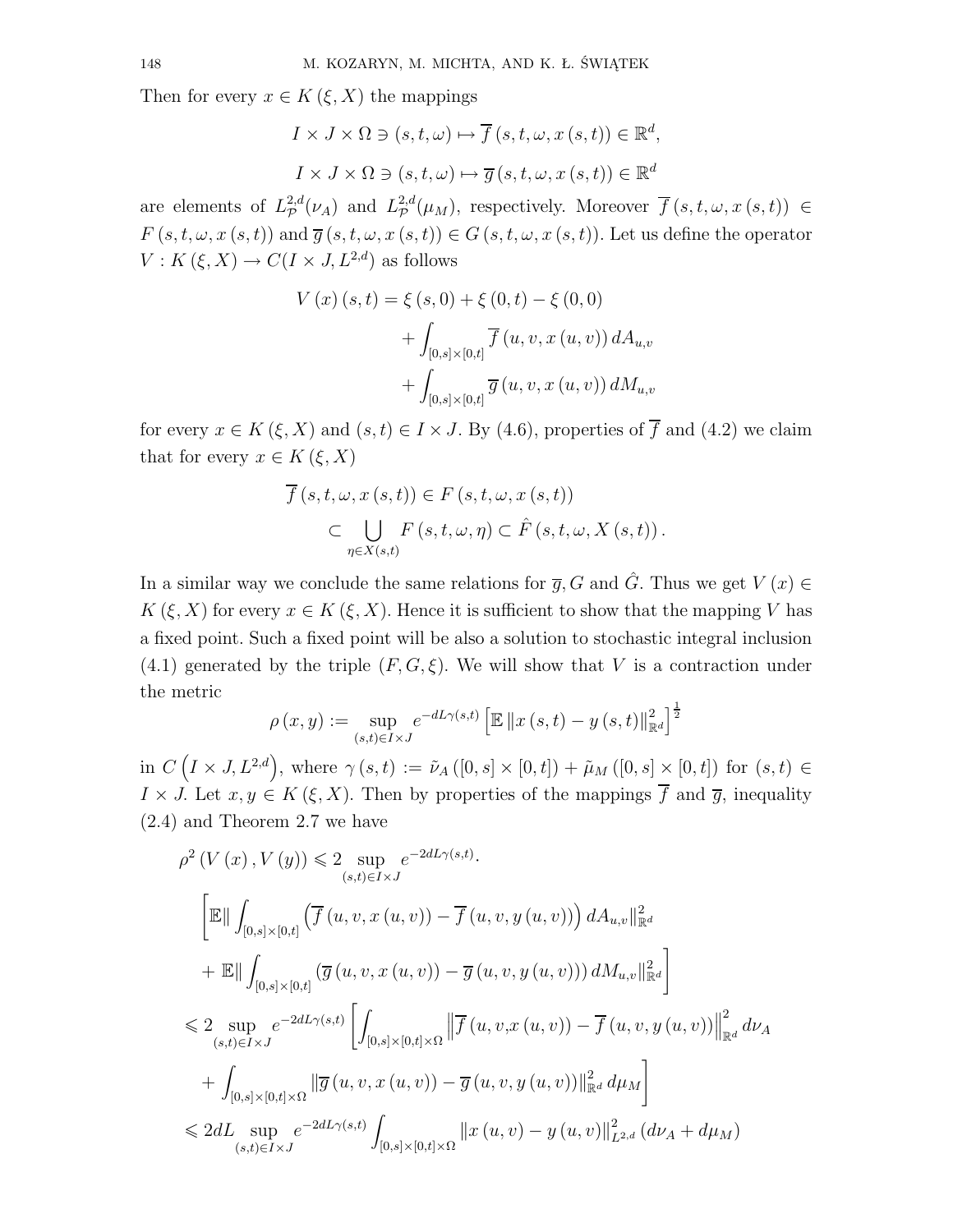Then for every $x \in K(\xi, X)$ the mappings

$$I \times J \times \Omega \ni (s,t,\omega) \mapsto \overline{f}(s,t,\omega,x(s,t)) \in \mathbb{R}^d,$$

$$I \times J \times \Omega \ni (s,t,\omega) \mapsto \overline{g}(s,t,\omega,x(s,t)) \in \mathbb{R}^d$$

are elements of $L^{2,d}_{\mathcal{P}}(\nu_A)$ and $L^{2,d}_{\mathcal{P}}(\mu_M)$, respectively. Moreover $\overline{f}(s,t,\omega,x(s,t)) \in F(s,t,\omega,x(s,t))$ and $\overline{g}(s,t,\omega,x(s,t)) \in G(s,t,\omega,x(s,t))$. Let us define the operator $V : K(\xi, X) \to C(I \times J, L^{2,d})$ as follows

$$\begin{aligned} V(x)(s,t) = \xi(s,0) + \xi(0,t) - \xi(0,0) \\ + \int_{[0,s]\times[0,t]} \overline{f}(u,v,x(u,v))\, dA_{u,v} \\ + \int_{[0,s]\times[0,t]} \overline{g}(u,v,x(u,v))\, dM_{u,v} \end{aligned}$$

for every $x \in K(\xi, X)$ and $(s,t) \in I \times J$. By (4.6), properties of $\overline{f}$ and (4.2) we claim that for every $x \in K(\xi, X)$

$$\begin{aligned} \overline{f}(s,t,\omega,x(s,t)) \in F(s,t,\omega,x(s,t)) \\ \subset \bigcup_{\eta \in X(s,t)} F(s,t,\omega,\eta) \subset \hat{F}(s,t,\omega,X(s,t)). \end{aligned}$$

In a similar way we conclude the same relations for $\overline{g}, G$ and $\hat{G}$. Thus we get $V(x) \in K(\xi, X)$ for every $x \in K(\xi, X)$. Hence it is sufficient to show that the mapping $V$ has a fixed point. Such a fixed point will be also a solution to stochastic integral inclusion (4.1) generated by the triple $(F, G, \xi)$. We will show that $V$ is a contraction under the metric

$$\rho(x,y) := \sup_{(s,t)\in I\times J} e^{-dL\gamma(s,t)} \left[\mathbb{E}\,\|x(s,t) - y(s,t)\|^2_{\mathbb{R}^d}\right]^{\frac{1}{2}}$$

in $C\left(I \times J, L^{2,d}\right)$, where $\gamma(s,t) := \tilde{\nu}_A([0,s]\times[0,t]) + \tilde{\mu}_M([0,s]\times[0,t])$ for $(s,t) \in I \times J$. Let $x, y \in K(\xi, X)$. Then by properties of the mappings $\overline{f}$ and $\overline{g}$, inequality (2.4) and Theorem 2.7 we have

$$\begin{aligned} \rho^2(V(x), V(y)) &\leqslant 2 \sup_{(s,t)\in I\times J} e^{-2dL\gamma(s,t)} \cdot \\ &\quad \left[\mathbb{E}\Big\| \int_{[0,s]\times[0,t]} \left(\overline{f}(u,v,x(u,v)) - \overline{f}(u,v,y(u,v))\right) dA_{u,v} \Big\|^2_{\mathbb{R}^d} \right. \\ &\quad \left. + \,\mathbb{E}\Big\| \int_{[0,s]\times[0,t]} \left(\overline{g}(u,v,x(u,v)) - \overline{g}(u,v,y(u,v))\right) dM_{u,v} \Big\|^2_{\mathbb{R}^d} \right] \\ &\leqslant 2 \sup_{(s,t)\in I\times J} e^{-2dL\gamma(s,t)} \left[ \int_{[0,s]\times[0,t]\times\Omega} \left\| \overline{f}(u,v,x(u,v)) - \overline{f}(u,v,y(u,v)) \right\|^2_{\mathbb{R}^d} d\nu_A \right. \\ &\quad \left. + \int_{[0,s]\times[0,t]\times\Omega} \left\| \overline{g}(u,v,x(u,v)) - \overline{g}(u,v,y(u,v)) \right\|^2_{\mathbb{R}^d} d\mu_M \right] \\ &\leqslant 2dL \sup_{(s,t)\in I\times J} e^{-2dL\gamma(s,t)} \int_{[0,s]\times[0,t]\times\Omega} \|x(u,v) - y(u,v)\|^2_{L^{2,d}} (d\nu_A + d\mu_M) \end{aligned}$$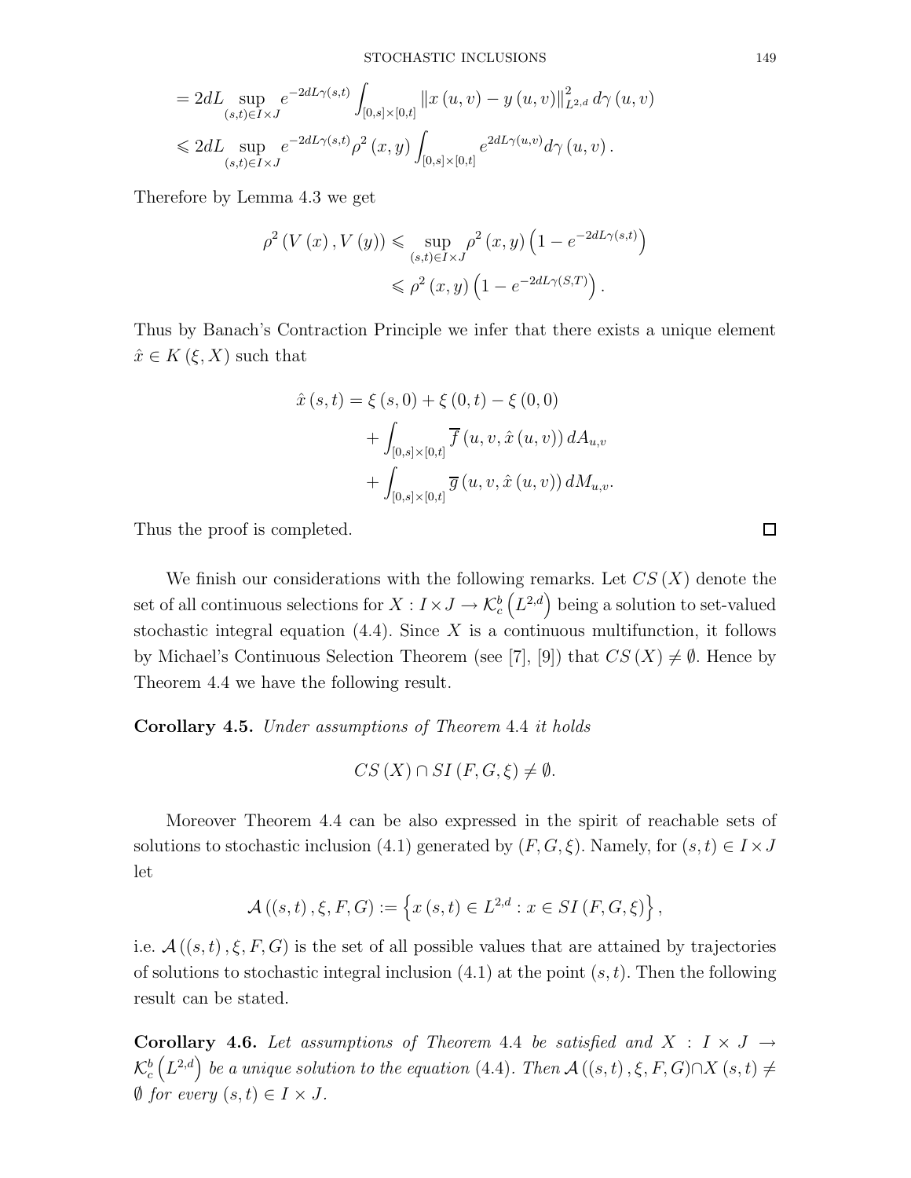$$
\begin{aligned}
&= 2dL \sup_{(s,t)\in I\times J} e^{-2dL\gamma(s,t)} \int_{[0,s]\times[0,t]} \|x(u,v)-y(u,v)\|^2_{L^{2,d}}\, d\gamma(u,v) \\
&\leqslant 2dL \sup_{(s,t)\in I\times J} e^{-2dL\gamma(s,t)} \rho^2(x,y) \int_{[0,s]\times[0,t]} e^{2dL\gamma(u,v)} d\gamma(u,v).
\end{aligned}
$$

Therefore by Lemma 4.3 we get

$$
\begin{aligned}
\rho^2(V(x),V(y)) &\leqslant \sup_{(s,t)\in I\times J} \rho^2(x,y)\left(1-e^{-2dL\gamma(s,t)}\right) \\
&\leqslant \rho^2(x,y)\left(1-e^{-2dL\gamma(S,T)}\right).
\end{aligned}
$$

Thus by Banach's Contraction Principle we infer that there exists a unique element $\hat{x} \in K(\xi, X)$ such that

$$
\begin{aligned}
\hat{x}(s,t) &= \xi(s,0)+\xi(0,t)-\xi(0,0) \\
&\quad + \int_{[0,s]\times[0,t]} \overline{f}(u,v,\hat{x}(u,v))\, dA_{u,v} \\
&\quad + \int_{[0,s]\times[0,t]} \overline{g}(u,v,\hat{x}(u,v))\, dM_{u,v}.
\end{aligned}
$$

Thus the proof is completed. □

We finish our considerations with the following remarks. Let $CS(X)$ denote the set of all continuous selections for $X : I\times J \to \mathcal{K}^b_c\left(L^{2,d}\right)$ being a solution to set-valued stochastic integral equation (4.4). Since $X$ is a continuous multifunction, it follows by Michael's Continuous Selection Theorem (see [7], [9]) that $CS(X) \neq \emptyset$. Hence by Theorem 4.4 we have the following result.

**Corollary 4.5.** *Under assumptions of Theorem* 4.4 *it holds*

$$
CS(X) \cap SI(F,G,\xi) \neq \emptyset.
$$

Moreover Theorem 4.4 can be also expressed in the spirit of reachable sets of solutions to stochastic inclusion (4.1) generated by $(F,G,\xi)$. Namely, for $(s,t) \in I\times J$ let

$$
\mathcal{A}((s,t),\xi,F,G) := \left\{ x(s,t) \in L^{2,d} : x \in SI(F,G,\xi) \right\},
$$

i.e. $\mathcal{A}((s,t),\xi,F,G)$ is the set of all possible values that are attained by trajectories of solutions to stochastic integral inclusion (4.1) at the point $(s,t)$. Then the following result can be stated.

**Corollary 4.6.** *Let assumptions of Theorem* 4.4 *be satisfied and* $X : I\times J \to \mathcal{K}^b_c\left(L^{2,d}\right)$ *be a unique solution to the equation* (4.4)*. Then* $\mathcal{A}((s,t),\xi,F,G) \cap X(s,t) \neq \emptyset$ *for every* $(s,t) \in I\times J$.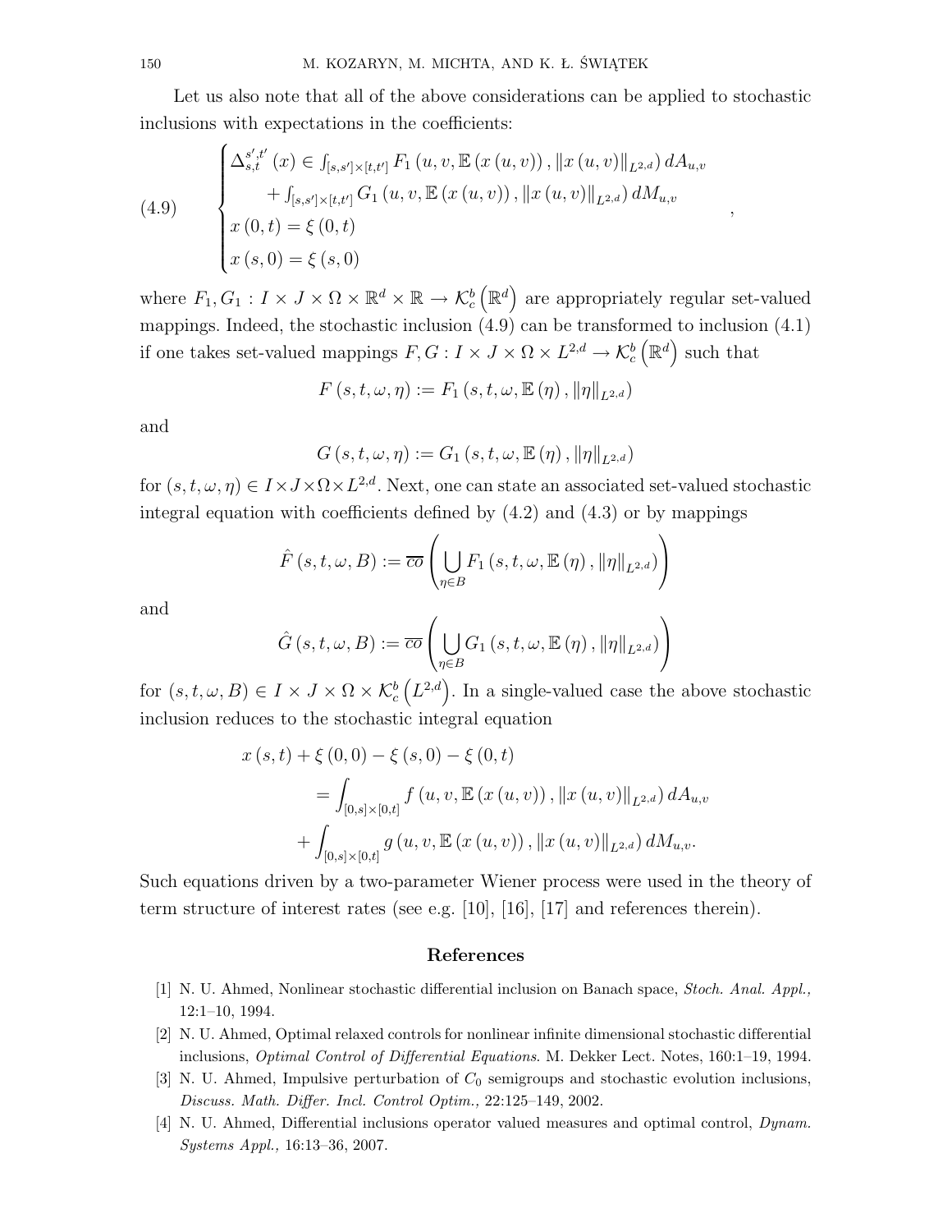Let us also note that all of the above considerations can be applied to stochastic inclusions with expectations in the coefficients:

$$
(4.9) \qquad \begin{cases} \Delta_{s,t}^{s',t'}(x) \in \int_{[s,s']\times[t,t']} F_1\left(u,v,\mathbb{E}\left(x\left(u,v\right)\right),\left\|x\left(u,v\right)\right\|_{L^{2,d}}\right) dA_{u,v} \\ \qquad + \int_{[s,s']\times[t,t']} G_1\left(u,v,\mathbb{E}\left(x\left(u,v\right)\right),\left\|x\left(u,v\right)\right\|_{L^{2,d}}\right) dM_{u,v} \\ x\left(0,t\right) = \xi\left(0,t\right) \\ x\left(s,0\right) = \xi\left(s,0\right) \end{cases},
$$

where $F_1, G_1 : I \times J \times \Omega \times \mathbb{R}^d \times \mathbb{R} \to \mathcal{K}_c^b\left(\mathbb{R}^d\right)$ are appropriately regular set-valued mappings. Indeed, the stochastic inclusion (4.9) can be transformed to inclusion (4.1) if one takes set-valued mappings $F, G : I \times J \times \Omega \times L^{2,d} \to \mathcal{K}_c^b\left(\mathbb{R}^d\right)$ such that

$$
F\left(s,t,\omega,\eta\right) := F_1\left(s,t,\omega,\mathbb{E}\left(\eta\right),\left\|\eta\right\|_{L^{2,d}}\right)
$$

and

$$
G\left(s,t,\omega,\eta\right) := G_1\left(s,t,\omega,\mathbb{E}\left(\eta\right),\left\|\eta\right\|_{L^{2,d}}\right)
$$

for $(s,t,\omega,\eta) \in I \times J \times \Omega \times L^{2,d}$. Next, one can state an associated set-valued stochastic integral equation with coefficients defined by (4.2) and (4.3) or by mappings

$$
\hat{F}\left(s,t,\omega,B\right) := \overline{co}\left(\bigcup_{\eta\in B} F_1\left(s,t,\omega,\mathbb{E}\left(\eta\right),\left\|\eta\right\|_{L^{2,d}}\right)\right)
$$

and

$$
\hat{G}\left(s,t,\omega,B\right) := \overline{co}\left(\bigcup_{\eta\in B} G_1\left(s,t,\omega,\mathbb{E}\left(\eta\right),\left\|\eta\right\|_{L^{2,d}}\right)\right)
$$

for $(s,t,\omega,B) \in I \times J \times \Omega \times \mathcal{K}_c^b\left(L^{2,d}\right)$. In a single-valued case the above stochastic inclusion reduces to the stochastic integral equation

$$
\begin{aligned}
x\left(s,t\right) + \xi\left(0,0\right) - \xi\left(s,0\right) - \xi\left(0,t\right) \\
&= \int_{[0,s]\times[0,t]} f\left(u,v,\mathbb{E}\left(x\left(u,v\right)\right),\left\|x\left(u,v\right)\right\|_{L^{2,d}}\right) dA_{u,v} \\
&\quad + \int_{[0,s]\times[0,t]} g\left(u,v,\mathbb{E}\left(x\left(u,v\right)\right),\left\|x\left(u,v\right)\right\|_{L^{2,d}}\right) dM_{u,v}.
\end{aligned}
$$

Such equations driven by a two-parameter Wiener process were used in the theory of term structure of interest rates (see e.g. [10], [16], [17] and references therein).

## References

[1] N. U. Ahmed, Nonlinear stochastic differential inclusion on Banach space, *Stoch. Anal. Appl.,* 12:1–10, 1994.

[2] N. U. Ahmed, Optimal relaxed controls for nonlinear infinite dimensional stochastic differential inclusions, *Optimal Control of Differential Equations*. M. Dekker Lect. Notes, 160:1–19, 1994.

[3] N. U. Ahmed, Impulsive perturbation of $C_0$ semigroups and stochastic evolution inclusions, *Discuss. Math. Differ. Incl. Control Optim.,* 22:125–149, 2002.

[4] N. U. Ahmed, Differential inclusions operator valued measures and optimal control, *Dynam. Systems Appl.,* 16:13–36, 2007.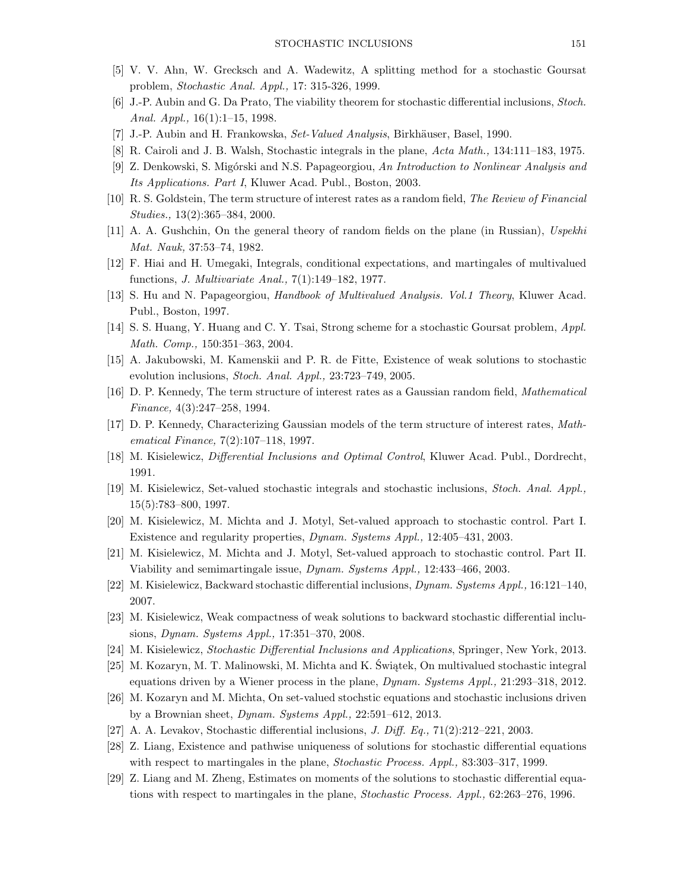[5] V. V. Ahn, W. Grecksch and A. Wadewitz, A splitting method for a stochastic Goursat problem, *Stochastic Anal. Appl.,* 17: 315-326, 1999.

[6] J.-P. Aubin and G. Da Prato, The viability theorem for stochastic differential inclusions, *Stoch. Anal. Appl.,* 16(1):1–15, 1998.

[7] J.-P. Aubin and H. Frankowska, *Set-Valued Analysis*, Birkhäuser, Basel, 1990.

[8] R. Cairoli and J. B. Walsh, Stochastic integrals in the plane, *Acta Math.,* 134:111–183, 1975.

[9] Z. Denkowski, S. Migórski and N.S. Papageorgiou, *An Introduction to Nonlinear Analysis and Its Applications. Part I*, Kluwer Acad. Publ., Boston, 2003.

[10] R. S. Goldstein, The term structure of interest rates as a random field, *The Review of Financial Studies.,* 13(2):365–384, 2000.

[11] A. A. Gushchin, On the general theory of random fields on the plane (in Russian), *Uspekhi Mat. Nauk,* 37:53–74, 1982.

[12] F. Hiai and H. Umegaki, Integrals, conditional expectations, and martingales of multivalued functions, *J. Multivariate Anal.,* 7(1):149–182, 1977.

[13] S. Hu and N. Papageorgiou, *Handbook of Multivalued Analysis. Vol.1 Theory*, Kluwer Acad. Publ., Boston, 1997.

[14] S. S. Huang, Y. Huang and C. Y. Tsai, Strong scheme for a stochastic Goursat problem, *Appl. Math. Comp.,* 150:351–363, 2004.

[15] A. Jakubowski, M. Kamenskii and P. R. de Fitte, Existence of weak solutions to stochastic evolution inclusions, *Stoch. Anal. Appl.,* 23:723–749, 2005.

[16] D. P. Kennedy, The term structure of interest rates as a Gaussian random field, *Mathematical Finance,* 4(3):247–258, 1994.

[17] D. P. Kennedy, Characterizing Gaussian models of the term structure of interest rates, *Mathematical Finance,* 7(2):107–118, 1997.

[18] M. Kisielewicz, *Differential Inclusions and Optimal Control*, Kluwer Acad. Publ., Dordrecht, 1991.

[19] M. Kisielewicz, Set-valued stochastic integrals and stochastic inclusions, *Stoch. Anal. Appl.,* 15(5):783–800, 1997.

[20] M. Kisielewicz, M. Michta and J. Motyl, Set-valued approach to stochastic control. Part I. Existence and regularity properties, *Dynam. Systems Appl.,* 12:405–431, 2003.

[21] M. Kisielewicz, M. Michta and J. Motyl, Set-valued approach to stochastic control. Part II. Viability and semimartingale issue, *Dynam. Systems Appl.,* 12:433–466, 2003.

[22] M. Kisielewicz, Backward stochastic differential inclusions, *Dynam. Systems Appl.,* 16:121–140, 2007.

[23] M. Kisielewicz, Weak compactness of weak solutions to backward stochastic differential inclusions, *Dynam. Systems Appl.,* 17:351–370, 2008.

[24] M. Kisielewicz, *Stochastic Differential Inclusions and Applications*, Springer, New York, 2013.

[25] M. Kozaryn, M. T. Malinowski, M. Michta and K. Świątek, On multivalued stochastic integral equations driven by a Wiener process in the plane, *Dynam. Systems Appl.,* 21:293–318, 2012.

[26] M. Kozaryn and M. Michta, On set-valued stochstic equations and stochastic inclusions driven by a Brownian sheet, *Dynam. Systems Appl.,* 22:591–612, 2013.

[27] A. A. Levakov, Stochastic differential inclusions, *J. Diff. Eq.,* 71(2):212–221, 2003.

[28] Z. Liang, Existence and pathwise uniqueness of solutions for stochastic differential equations with respect to martingales in the plane, *Stochastic Process. Appl.,* 83:303–317, 1999.

[29] Z. Liang and M. Zheng, Estimates on moments of the solutions to stochastic differential equations with respect to martingales in the plane, *Stochastic Process. Appl.,* 62:263–276, 1996.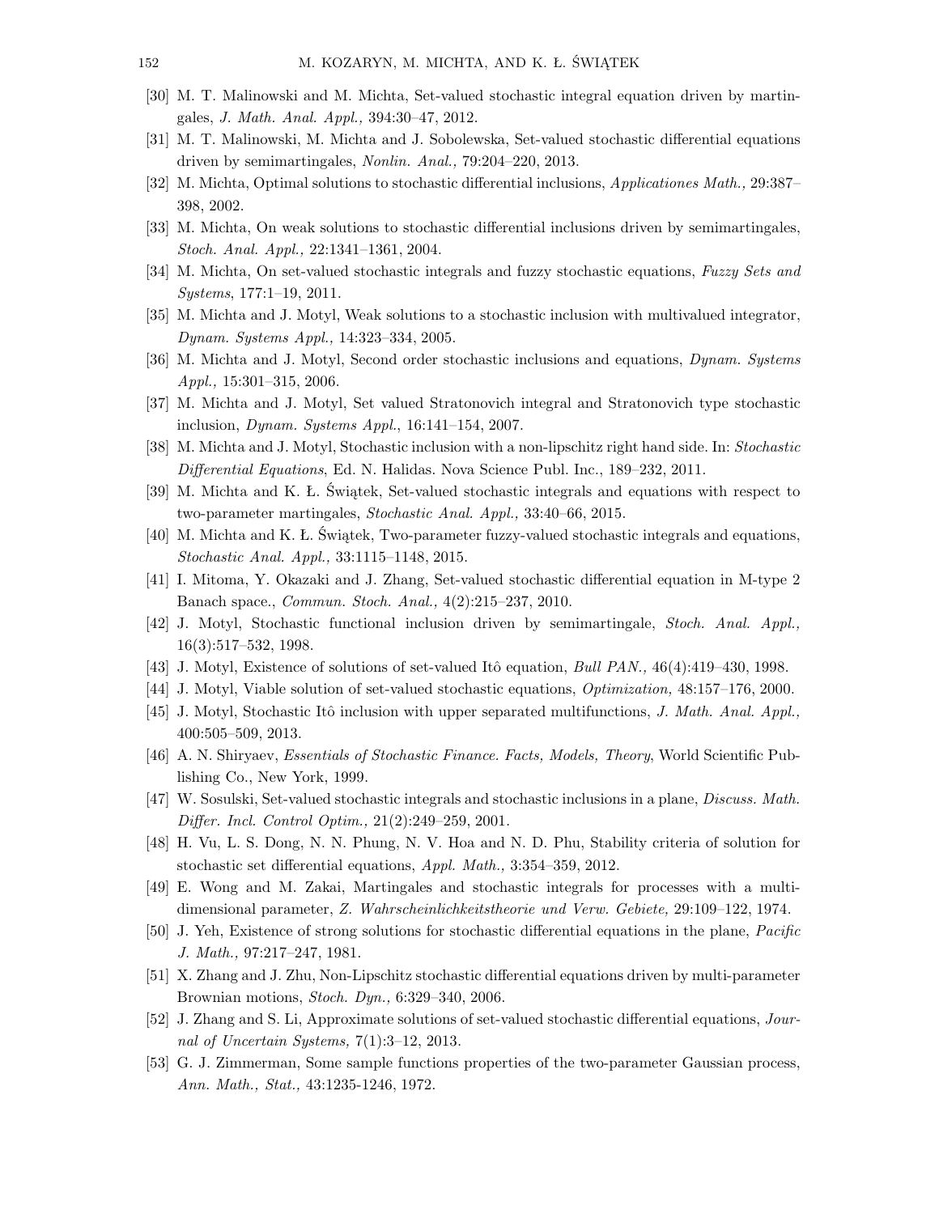[30] M. T. Malinowski and M. Michta, Set-valued stochastic integral equation driven by martingales, *J. Math. Anal. Appl.,* 394:30–47, 2012.

[31] M. T. Malinowski, M. Michta and J. Sobolewska, Set-valued stochastic differential equations driven by semimartingales, *Nonlin. Anal.,* 79:204–220, 2013.

[32] M. Michta, Optimal solutions to stochastic differential inclusions, *Applicationes Math.,* 29:387–398, 2002.

[33] M. Michta, On weak solutions to stochastic differential inclusions driven by semimartingales, *Stoch. Anal. Appl.,* 22:1341–1361, 2004.

[34] M. Michta, On set-valued stochastic integrals and fuzzy stochastic equations, *Fuzzy Sets and Systems*, 177:1–19, 2011.

[35] M. Michta and J. Motyl, Weak solutions to a stochastic inclusion with multivalued integrator, *Dynam. Systems Appl.,* 14:323–334, 2005.

[36] M. Michta and J. Motyl, Second order stochastic inclusions and equations, *Dynam. Systems Appl.,* 15:301–315, 2006.

[37] M. Michta and J. Motyl, Set valued Stratonovich integral and Stratonovich type stochastic inclusion, *Dynam. Systems Appl.*, 16:141–154, 2007.

[38] M. Michta and J. Motyl, Stochastic inclusion with a non-lipschitz right hand side. In: *Stochastic Differential Equations*, Ed. N. Halidas. Nova Science Publ. Inc., 189–232, 2011.

[39] M. Michta and K. Ł. Świątek, Set-valued stochastic integrals and equations with respect to two-parameter martingales, *Stochastic Anal. Appl.,* 33:40–66, 2015.

[40] M. Michta and K. Ł. Świątek, Two-parameter fuzzy-valued stochastic integrals and equations, *Stochastic Anal. Appl.,* 33:1115–1148, 2015.

[41] I. Mitoma, Y. Okazaki and J. Zhang, Set-valued stochastic differential equation in M-type 2 Banach space., *Commun. Stoch. Anal.,* 4(2):215–237, 2010.

[42] J. Motyl, Stochastic functional inclusion driven by semimartingale, *Stoch. Anal. Appl.,* 16(3):517–532, 1998.

[43] J. Motyl, Existence of solutions of set-valued Itô equation, *Bull PAN.,* 46(4):419–430, 1998.

[44] J. Motyl, Viable solution of set-valued stochastic equations, *Optimization,* 48:157–176, 2000.

[45] J. Motyl, Stochastic Itô inclusion with upper separated multifunctions, *J. Math. Anal. Appl.,* 400:505–509, 2013.

[46] A. N. Shiryaev, *Essentials of Stochastic Finance. Facts, Models, Theory*, World Scientific Publishing Co., New York, 1999.

[47] W. Sosulski, Set-valued stochastic integrals and stochastic inclusions in a plane, *Discuss. Math. Differ. Incl. Control Optim.,* 21(2):249–259, 2001.

[48] H. Vu, L. S. Dong, N. N. Phung, N. V. Hoa and N. D. Phu, Stability criteria of solution for stochastic set differential equations, *Appl. Math.,* 3:354–359, 2012.

[49] E. Wong and M. Zakai, Martingales and stochastic integrals for processes with a multi-dimensional parameter, *Z. Wahrscheinlichkeitstheorie und Verw. Gebiete,* 29:109–122, 1974.

[50] J. Yeh, Existence of strong solutions for stochastic differential equations in the plane, *Pacific J. Math.,* 97:217–247, 1981.

[51] X. Zhang and J. Zhu, Non-Lipschitz stochastic differential equations driven by multi-parameter Brownian motions, *Stoch. Dyn.,* 6:329–340, 2006.

[52] J. Zhang and S. Li, Approximate solutions of set-valued stochastic differential equations, *Journal of Uncertain Systems,* 7(1):3–12, 2013.

[53] G. J. Zimmerman, Some sample functions properties of the two-parameter Gaussian process, *Ann. Math., Stat.,* 43:1235-1246, 1972.